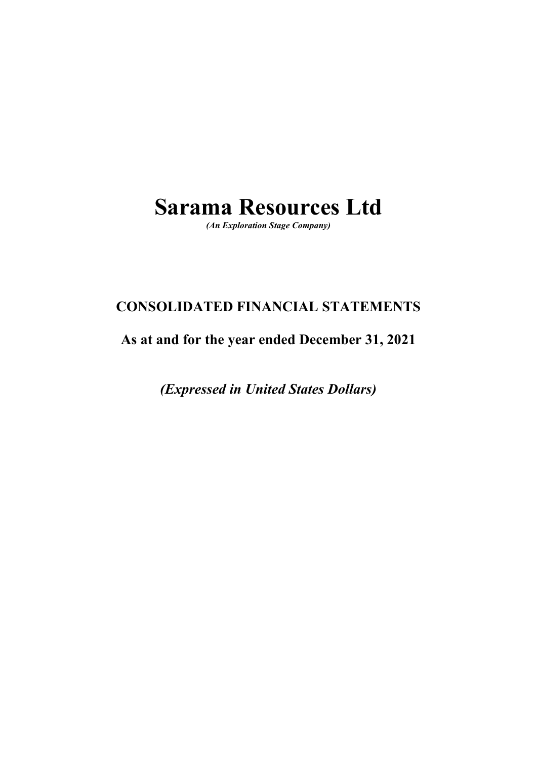# Sarama Resources Ltd

***(An Exploration Stage Company)***

## CONSOLIDATED FINANCIAL STATEMENTS

## As at and for the year ended December 31, 2021

***(Expressed in United States Dollars)***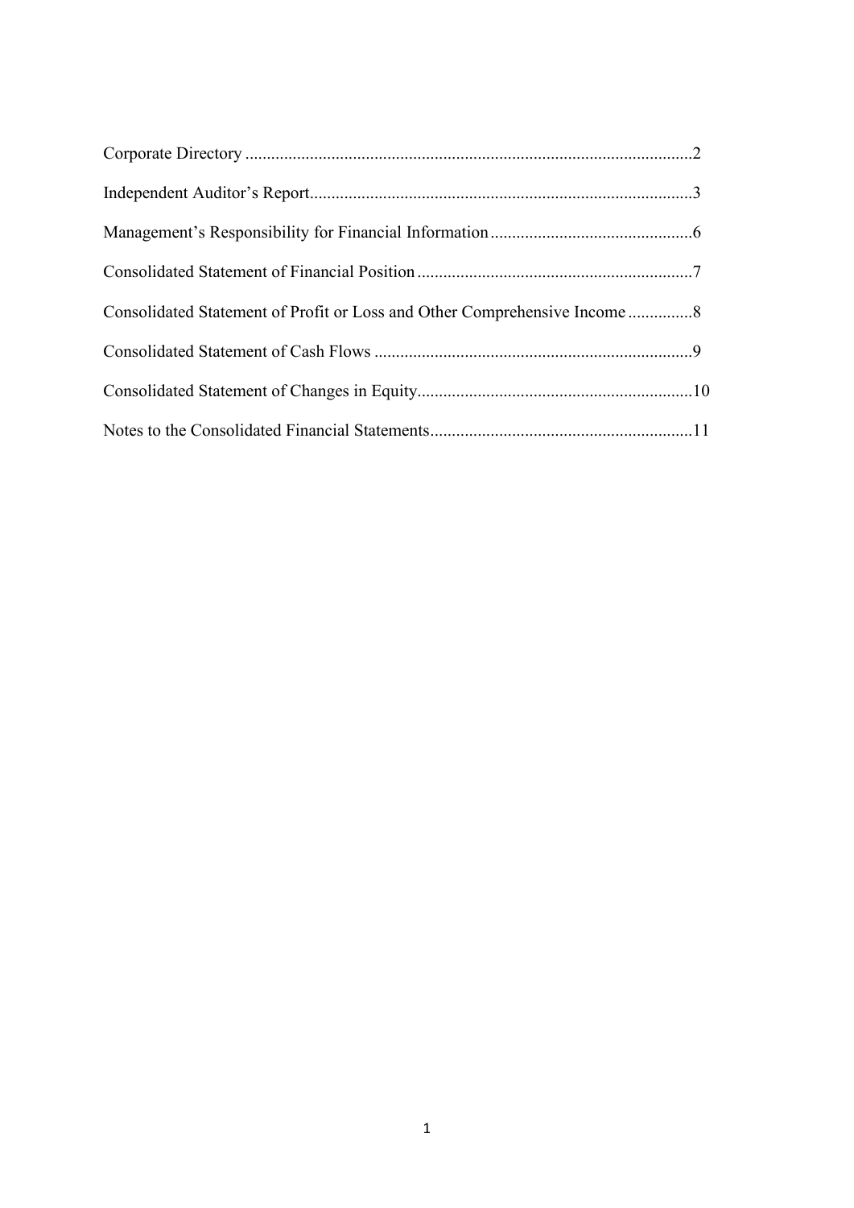Corporate Directory ....................................................................................................2

Independent Auditor's Report........................................................................................3

Management's Responsibility for Financial Information ..............................................6

Consolidated Statement of Financial Position ...............................................................7

Consolidated Statement of Profit or Loss and Other Comprehensive Income ...............8

Consolidated Statement of Cash Flows .........................................................................9

Consolidated Statement of Changes in Equity...............................................................10

Notes to the Consolidated Financial Statements............................................................11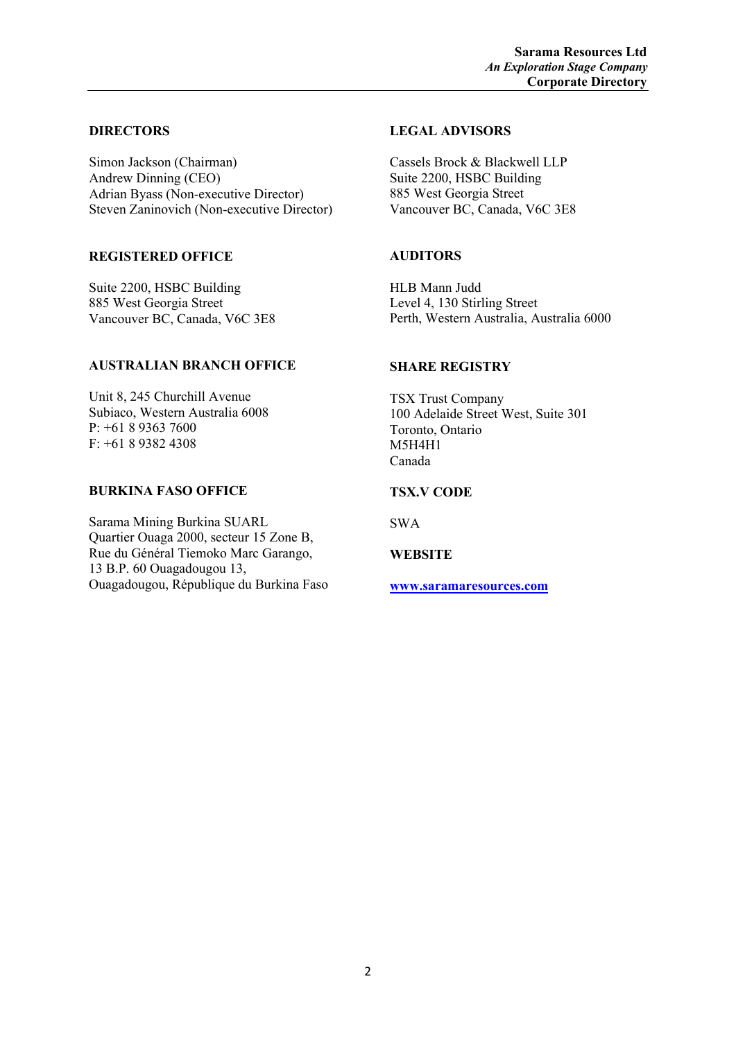# Corporate Directory

## DIRECTORS

Simon Jackson (Chairman)
Andrew Dinning (CEO)
Adrian Byass (Non-executive Director)
Steven Zaninovich (Non-executive Director)

## REGISTERED OFFICE

Suite 2200, HSBC Building
885 West Georgia Street
Vancouver BC, Canada, V6C 3E8

## AUSTRALIAN BRANCH OFFICE

Unit 8, 245 Churchill Avenue
Subiaco, Western Australia 6008
P: +61 8 9363 7600
F: +61 8 9382 4308

## BURKINA FASO OFFICE

Sarama Mining Burkina SUARL
Quartier Ouaga 2000, secteur 15 Zone B,
Rue du Général Tiemoko Marc Garango,
13 B.P. 60 Ouagadougou 13,
Ouagadougou, République du Burkina Faso

## LEGAL ADVISORS

Cassels Brock & Blackwell LLP
Suite 2200, HSBC Building
885 West Georgia Street
Vancouver BC, Canada, V6C 3E8

## AUDITORS

HLB Mann Judd
Level 4, 130 Stirling Street
Perth, Western Australia, Australia 6000

## SHARE REGISTRY

TSX Trust Company
100 Adelaide Street West, Suite 301
Toronto, Ontario
M5H4H1
Canada

## TSX.V CODE

SWA

## WEBSITE

www.saramaresources.com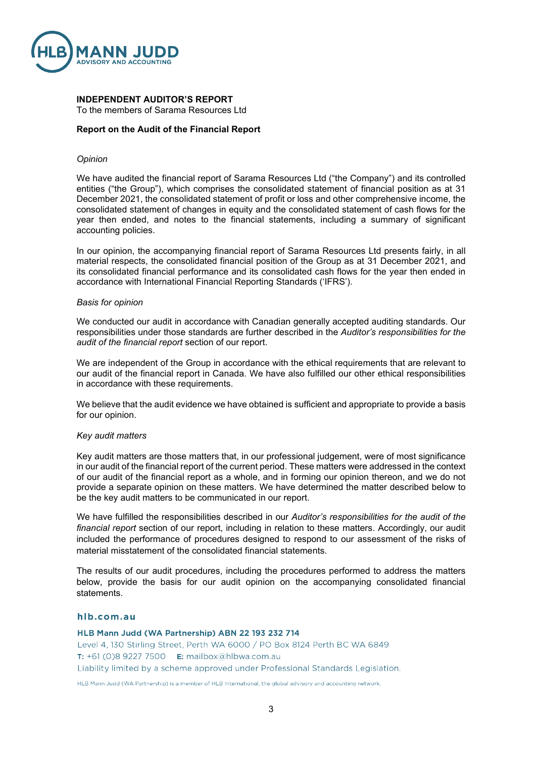**INDEPENDENT AUDITOR'S REPORT**
To the members of Sarama Resources Ltd

**Report on the Audit of the Financial Report**

*Opinion*

We have audited the financial report of Sarama Resources Ltd ("the Company") and its controlled entities ("the Group"), which comprises the consolidated statement of financial position as at 31 December 2021, the consolidated statement of profit or loss and other comprehensive income, the consolidated statement of changes in equity and the consolidated statement of cash flows for the year then ended, and notes to the financial statements, including a summary of significant accounting policies.

In our opinion, the accompanying financial report of Sarama Resources Ltd presents fairly, in all material respects, the consolidated financial position of the Group as at 31 December 2021, and its consolidated financial performance and its consolidated cash flows for the year then ended in accordance with International Financial Reporting Standards ('IFRS').

*Basis for opinion*

We conducted our audit in accordance with Canadian generally accepted auditing standards. Our responsibilities under those standards are further described in the *Auditor's responsibilities for the audit of the financial report* section of our report.

We are independent of the Group in accordance with the ethical requirements that are relevant to our audit of the financial report in Canada. We have also fulfilled our other ethical responsibilities in accordance with these requirements.

We believe that the audit evidence we have obtained is sufficient and appropriate to provide a basis for our opinion.

*Key audit matters*

Key audit matters are those matters that, in our professional judgement, were of most significance in our audit of the financial report of the current period. These matters were addressed in the context of our audit of the financial report as a whole, and in forming our opinion thereon, and we do not provide a separate opinion on these matters. We have determined the matter described below to be the key audit matters to be communicated in our report.

We have fulfilled the responsibilities described in our *Auditor's responsibilities for the audit of the financial report* section of our report, including in relation to these matters. Accordingly, our audit included the performance of procedures designed to respond to our assessment of the risks of material misstatement of the consolidated financial statements.

The results of our audit procedures, including the procedures performed to address the matters below, provide the basis for our audit opinion on the accompanying consolidated financial statements.

**hlb.com.au**

**HLB Mann Judd (WA Partnership) ABN 22 193 232 714**
Level 4, 130 Stirling Street, Perth WA 6000 / PO Box 8124 Perth BC WA 6849
**T:** +61 (0)8 9227 7500 **E:** mailbox@hlbwa.com.au
Liability limited by a scheme approved under Professional Standards Legislation.

HLB Mann Judd (WA Partnership) is a member of HLB International, the global advisory and accounting network.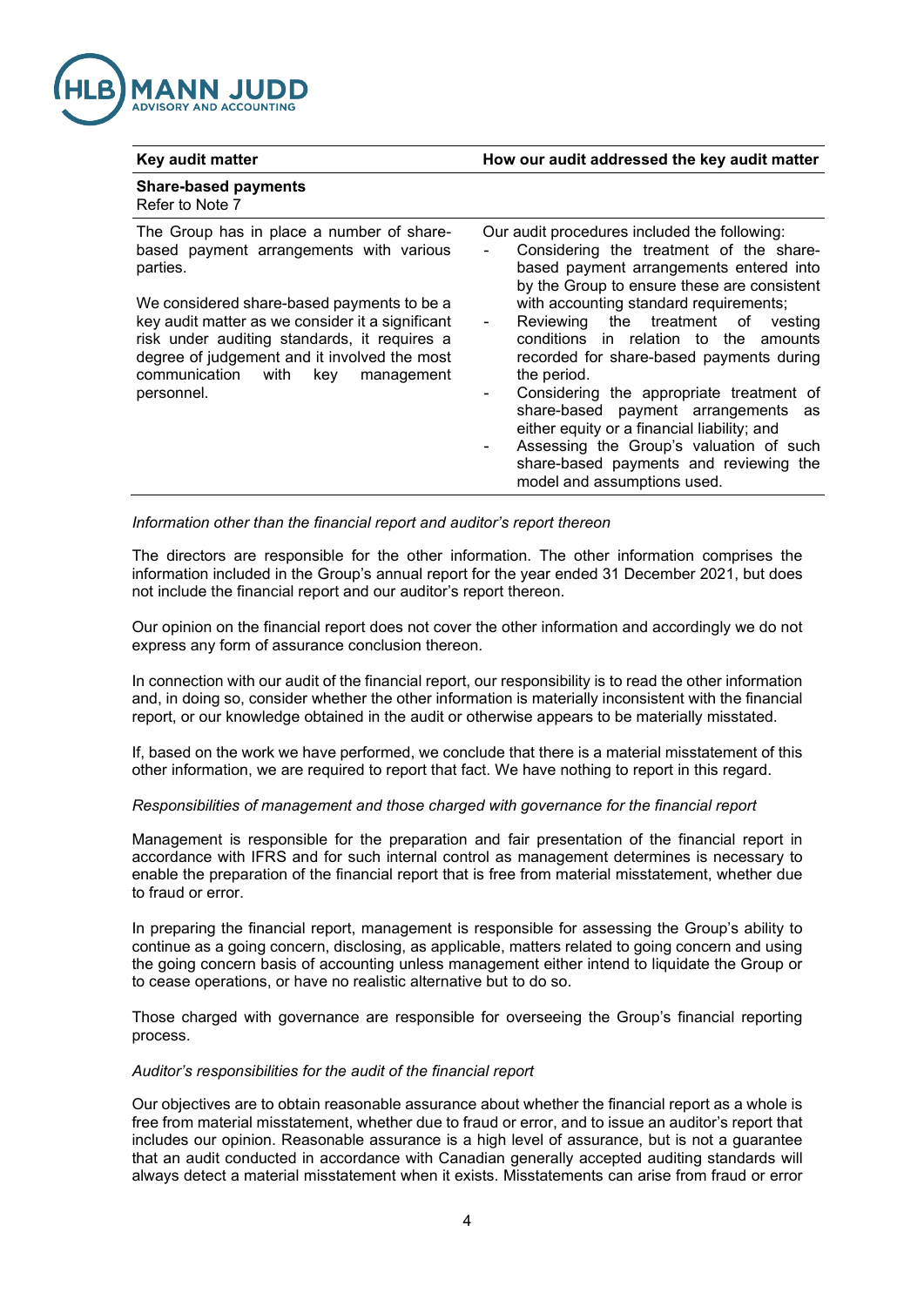| Key audit matter | How our audit addressed the key audit matter |
|---|---|
| **Share-based payments**<br>Refer to Note 7 | |
| The Group has in place a number of share-based payment arrangements with various parties.<br><br>We considered share-based payments to be a key audit matter as we consider it a significant risk under auditing standards, it requires a degree of judgement and it involved the most communication with key management personnel. | Our audit procedures included the following:<br>- Considering the treatment of the share-based payment arrangements entered into by the Group to ensure these are consistent with accounting standard requirements;<br>- Reviewing the treatment of vesting conditions in relation to the amounts recorded for share-based payments during the period.<br>- Considering the appropriate treatment of share-based payment arrangements as either equity or a financial liability; and<br>- Assessing the Group's valuation of such share-based payments and reviewing the model and assumptions used. |

*Information other than the financial report and auditor's report thereon*

The directors are responsible for the other information. The other information comprises the information included in the Group's annual report for the year ended 31 December 2021, but does not include the financial report and our auditor's report thereon.

Our opinion on the financial report does not cover the other information and accordingly we do not express any form of assurance conclusion thereon.

In connection with our audit of the financial report, our responsibility is to read the other information and, in doing so, consider whether the other information is materially inconsistent with the financial report, or our knowledge obtained in the audit or otherwise appears to be materially misstated.

If, based on the work we have performed, we conclude that there is a material misstatement of this other information, we are required to report that fact. We have nothing to report in this regard.

*Responsibilities of management and those charged with governance for the financial report*

Management is responsible for the preparation and fair presentation of the financial report in accordance with IFRS and for such internal control as management determines is necessary to enable the preparation of the financial report that is free from material misstatement, whether due to fraud or error.

In preparing the financial report, management is responsible for assessing the Group's ability to continue as a going concern, disclosing, as applicable, matters related to going concern and using the going concern basis of accounting unless management either intend to liquidate the Group or to cease operations, or have no realistic alternative but to do so.

Those charged with governance are responsible for overseeing the Group's financial reporting process.

*Auditor's responsibilities for the audit of the financial report*

Our objectives are to obtain reasonable assurance about whether the financial report as a whole is free from material misstatement, whether due to fraud or error, and to issue an auditor's report that includes our opinion. Reasonable assurance is a high level of assurance, but is not a guarantee that an audit conducted in accordance with Canadian generally accepted auditing standards will always detect a material misstatement when it exists. Misstatements can arise from fraud or error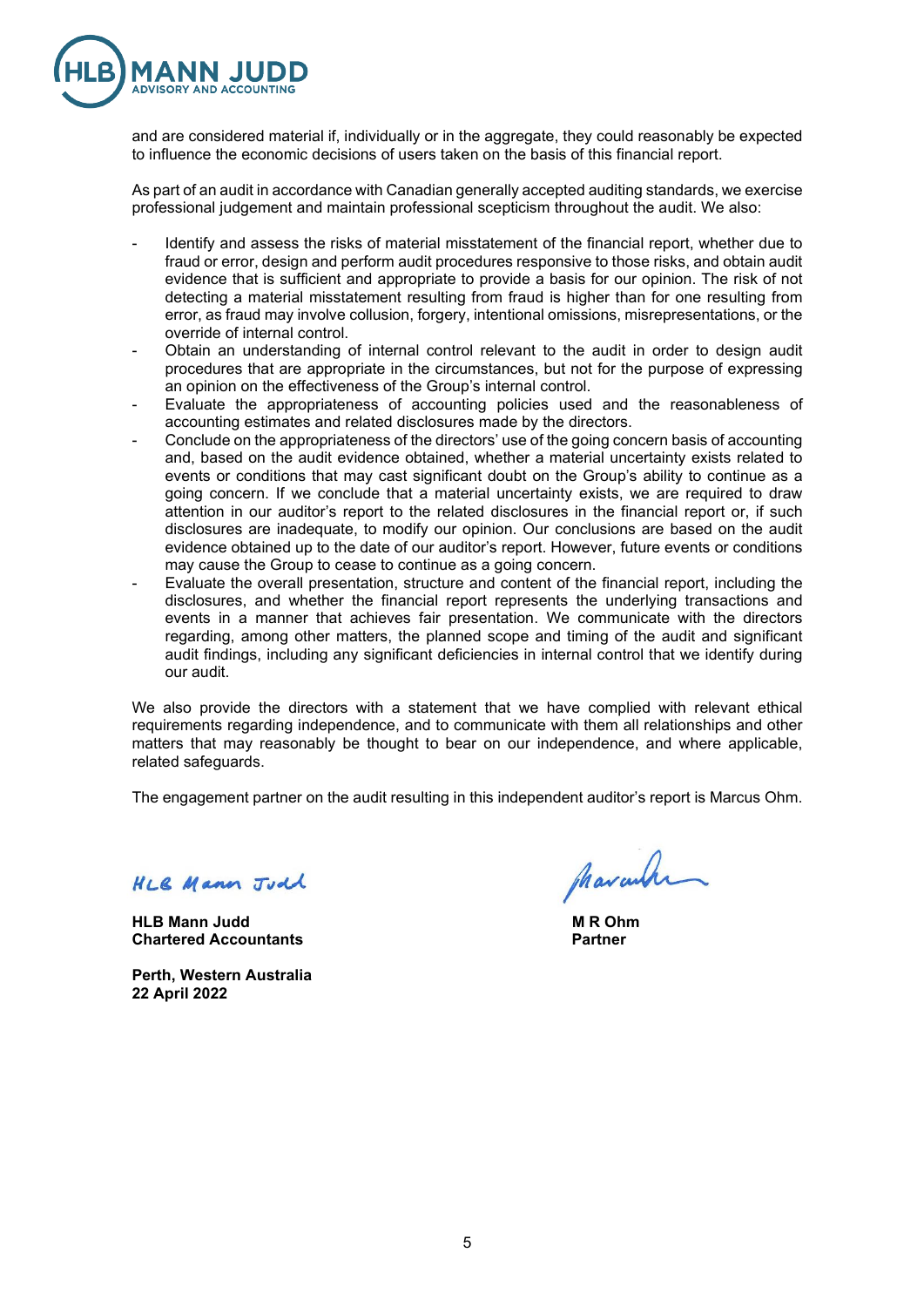and are considered material if, individually or in the aggregate, they could reasonably be expected to influence the economic decisions of users taken on the basis of this financial report.

As part of an audit in accordance with Canadian generally accepted auditing standards, we exercise professional judgement and maintain professional scepticism throughout the audit. We also:

- Identify and assess the risks of material misstatement of the financial report, whether due to fraud or error, design and perform audit procedures responsive to those risks, and obtain audit evidence that is sufficient and appropriate to provide a basis for our opinion. The risk of not detecting a material misstatement resulting from fraud is higher than for one resulting from error, as fraud may involve collusion, forgery, intentional omissions, misrepresentations, or the override of internal control.
- Obtain an understanding of internal control relevant to the audit in order to design audit procedures that are appropriate in the circumstances, but not for the purpose of expressing an opinion on the effectiveness of the Group's internal control.
- Evaluate the appropriateness of accounting policies used and the reasonableness of accounting estimates and related disclosures made by the directors.
- Conclude on the appropriateness of the directors' use of the going concern basis of accounting and, based on the audit evidence obtained, whether a material uncertainty exists related to events or conditions that may cast significant doubt on the Group's ability to continue as a going concern. If we conclude that a material uncertainty exists, we are required to draw attention in our auditor's report to the related disclosures in the financial report or, if such disclosures are inadequate, to modify our opinion. Our conclusions are based on the audit evidence obtained up to the date of our auditor's report. However, future events or conditions may cause the Group to cease to continue as a going concern.
- Evaluate the overall presentation, structure and content of the financial report, including the disclosures, and whether the financial report represents the underlying transactions and events in a manner that achieves fair presentation. We communicate with the directors regarding, among other matters, the planned scope and timing of the audit and significant audit findings, including any significant deficiencies in internal control that we identify during our audit.

We also provide the directors with a statement that we have complied with relevant ethical requirements regarding independence, and to communicate with them all relationships and other matters that may reasonably be thought to bear on our independence, and where applicable, related safeguards.

The engagement partner on the audit resulting in this independent auditor's report is Marcus Ohm.

HLB Mann Judd

**HLB Mann Judd**
**Chartered Accountants**

**Perth, Western Australia**
**22 April 2022**

**M R Ohm**
**Partner**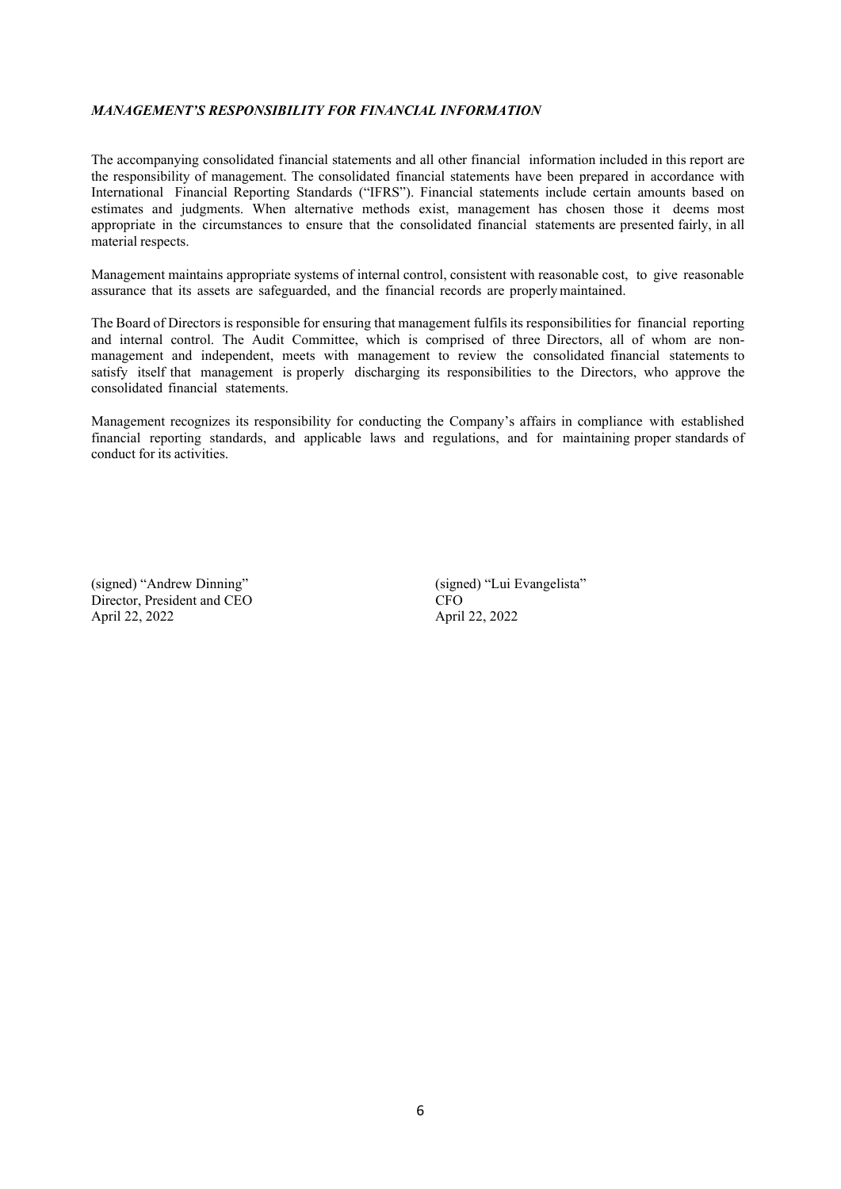*MANAGEMENT'S RESPONSIBILITY FOR FINANCIAL INFORMATION*

The accompanying consolidated financial statements and all other financial information included in this report are the responsibility of management. The consolidated financial statements have been prepared in accordance with International Financial Reporting Standards ("IFRS"). Financial statements include certain amounts based on estimates and judgments. When alternative methods exist, management has chosen those it deems most appropriate in the circumstances to ensure that the consolidated financial statements are presented fairly, in all material respects.

Management maintains appropriate systems of internal control, consistent with reasonable cost, to give reasonable assurance that its assets are safeguarded, and the financial records are properly maintained.

The Board of Directors is responsible for ensuring that management fulfils its responsibilities for financial reporting and internal control. The Audit Committee, which is comprised of three Directors, all of whom are non-management and independent, meets with management to review the consolidated financial statements to satisfy itself that management is properly discharging its responsibilities to the Directors, who approve the consolidated financial statements.

Management recognizes its responsibility for conducting the Company's affairs in compliance with established financial reporting standards, and applicable laws and regulations, and for maintaining proper standards of conduct for its activities.

(signed) "Andrew Dinning"
Director, President and CEO
April 22, 2022

(signed) "Lui Evangelista"
CFO
April 22, 2022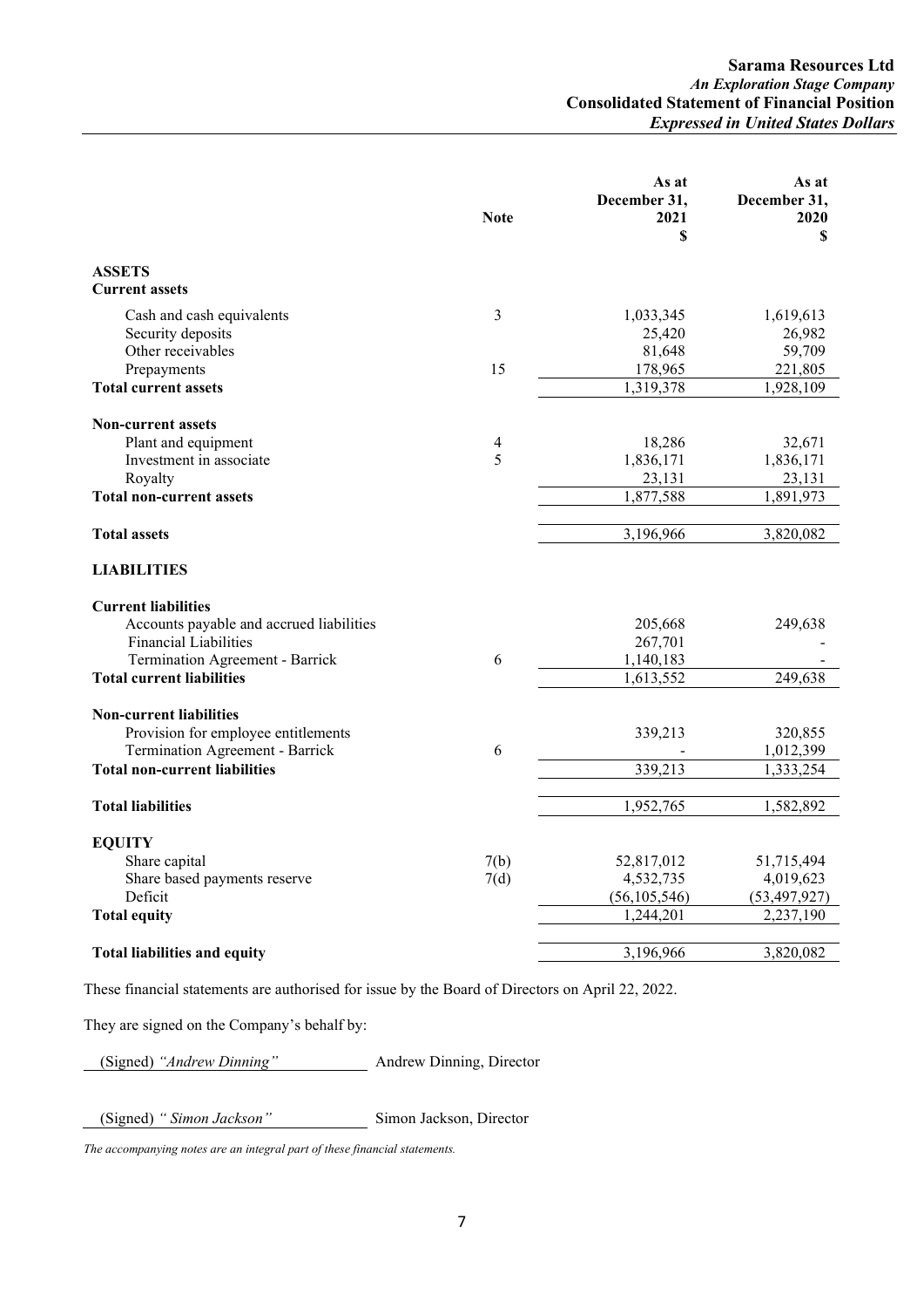**Sarama Resources Ltd**
*An Exploration Stage Company*
**Consolidated Statement of Financial Position**
***Expressed in United States Dollars***

| | Note | As at December 31, 2021 $ | As at December 31, 2020 $ |
|---|---|---|---|
| **ASSETS** | | | |
| **Current assets** | | | |
| Cash and cash equivalents | 3 | 1,033,345 | 1,619,613 |
| Security deposits | | 25,420 | 26,982 |
| Other receivables | | 81,648 | 59,709 |
| Prepayments | 15 | 178,965 | 221,805 |
| **Total current assets** | | 1,319,378 | 1,928,109 |
| **Non-current assets** | | | |
| Plant and equipment | 4 | 18,286 | 32,671 |
| Investment in associate | 5 | 1,836,171 | 1,836,171 |
| Royalty | | 23,131 | 23,131 |
| **Total non-current assets** | | 1,877,588 | 1,891,973 |
| **Total assets** | | 3,196,966 | 3,820,082 |
| **LIABILITIES** | | | |
| **Current liabilities** | | | |
| Accounts payable and accrued liabilities | | 205,668 | 249,638 |
| Financial Liabilities | | 267,701 | - |
| Termination Agreement - Barrick | 6 | 1,140,183 | - |
| **Total current liabilities** | | 1,613,552 | 249,638 |
| **Non-current liabilities** | | | |
| Provision for employee entitlements | | 339,213 | 320,855 |
| Termination Agreement - Barrick | 6 | - | 1,012,399 |
| **Total non-current liabilities** | | 339,213 | 1,333,254 |
| **Total liabilities** | | 1,952,765 | 1,582,892 |
| **EQUITY** | | | |
| Share capital | 7(b) | 52,817,012 | 51,715,494 |
| Share based payments reserve | 7(d) | 4,532,735 | 4,019,623 |
| Deficit | | (56,105,546) | (53,497,927) |
| **Total equity** | | 1,244,201 | 2,237,190 |
| **Total liabilities and equity** | | 3,196,966 | 3,820,082 |

These financial statements are authorised for issue by the Board of Directors on April 22, 2022.

They are signed on the Company's behalf by:

(Signed) *"Andrew Dinning"* Andrew Dinning, Director

(Signed) *" Simon Jackson"* Simon Jackson, Director

*The accompanying notes are an integral part of these financial statements.*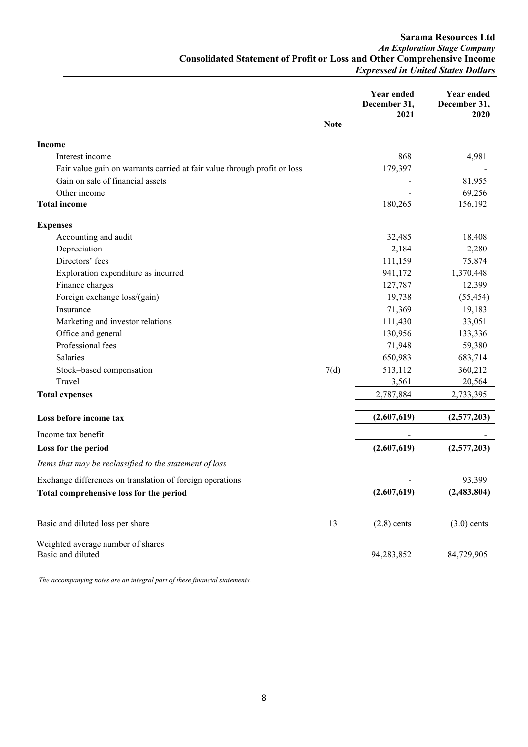**Sarama Resources Ltd**
*An Exploration Stage Company*
**Consolidated Statement of Profit or Loss and Other Comprehensive Income**
*Expressed in United States Dollars*

| | Note | Year ended December 31, 2021 | Year ended December 31, 2020 |
|---|---|---|---|
| **Income** | | | |
| Interest income | | 868 | 4,981 |
| Fair value gain on warrants carried at fair value through profit or loss | | 179,397 | - |
| Gain on sale of financial assets | | - | 81,955 |
| Other income | | - | 69,256 |
| **Total income** | | 180,265 | 156,192 |
| **Expenses** | | | |
| Accounting and audit | | 32,485 | 18,408 |
| Depreciation | | 2,184 | 2,280 |
| Directors' fees | | 111,159 | 75,874 |
| Exploration expenditure as incurred | | 941,172 | 1,370,448 |
| Finance charges | | 127,787 | 12,399 |
| Foreign exchange loss/(gain) | | 19,738 | (55,454) |
| Insurance | | 71,369 | 19,183 |
| Marketing and investor relations | | 111,430 | 33,051 |
| Office and general | | 130,956 | 133,336 |
| Professional fees | | 71,948 | 59,380 |
| Salaries | | 650,983 | 683,714 |
| Stock–based compensation | 7(d) | 513,112 | 360,212 |
| Travel | | 3,561 | 20,564 |
| **Total expenses** | | 2,787,884 | 2,733,395 |
| **Loss before income tax** | | **(2,607,619)** | **(2,577,203)** |
| Income tax benefit | | - | - |
| **Loss for the period** | | **(2,607,619)** | **(2,577,203)** |
| *Items that may be reclassified to the statement of loss* | | | |
| Exchange differences on translation of foreign operations | | - | 93,399 |
| **Total comprehensive loss for the period** | | **(2,607,619)** | **(2,483,804)** |
| Basic and diluted loss per share | 13 | (2.8) cents | (3.0) cents |
| Weighted average number of shares Basic and diluted | | 94,283,852 | 84,729,905 |

*The accompanying notes are an integral part of these financial statements.*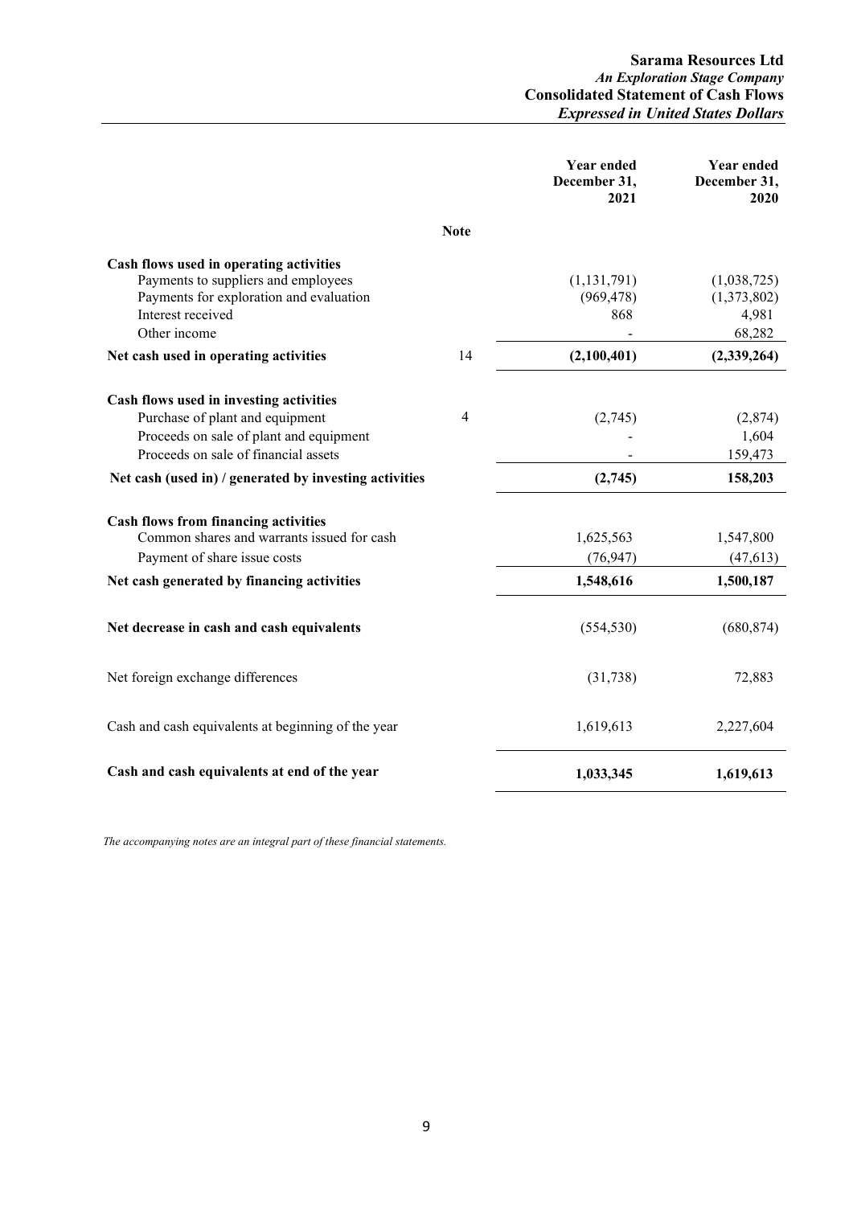**Sarama Resources Ltd**
*An Exploration Stage Company*
**Consolidated Statement of Cash Flows**
*Expressed in United States Dollars*

| | Note | Year ended December 31, 2021 | Year ended December 31, 2020 |
|---|---|---|---|
| **Cash flows used in operating activities** | | | |
| Payments to suppliers and employees | | (1,131,791) | (1,038,725) |
| Payments for exploration and evaluation | | (969,478) | (1,373,802) |
| Interest received | | 868 | 4,981 |
| Other income | | - | 68,282 |
| **Net cash used in operating activities** | 14 | **(2,100,401)** | **(2,339,264)** |
| **Cash flows used in investing activities** | | | |
| Purchase of plant and equipment | 4 | (2,745) | (2,874) |
| Proceeds on sale of plant and equipment | | - | 1,604 |
| Proceeds on sale of financial assets | | - | 159,473 |
| **Net cash (used in) / generated by investing activities** | | **(2,745)** | **158,203** |
| **Cash flows from financing activities** | | | |
| Common shares and warrants issued for cash | | 1,625,563 | 1,547,800 |
| Payment of share issue costs | | (76,947) | (47,613) |
| **Net cash generated by financing activities** | | **1,548,616** | **1,500,187** |
| **Net decrease in cash and cash equivalents** | | (554,530) | (680,874) |
| Net foreign exchange differences | | (31,738) | 72,883 |
| Cash and cash equivalents at beginning of the year | | 1,619,613 | 2,227,604 |
| **Cash and cash equivalents at end of the year** | | **1,033,345** | **1,619,613** |

*The accompanying notes are an integral part of these financial statements.*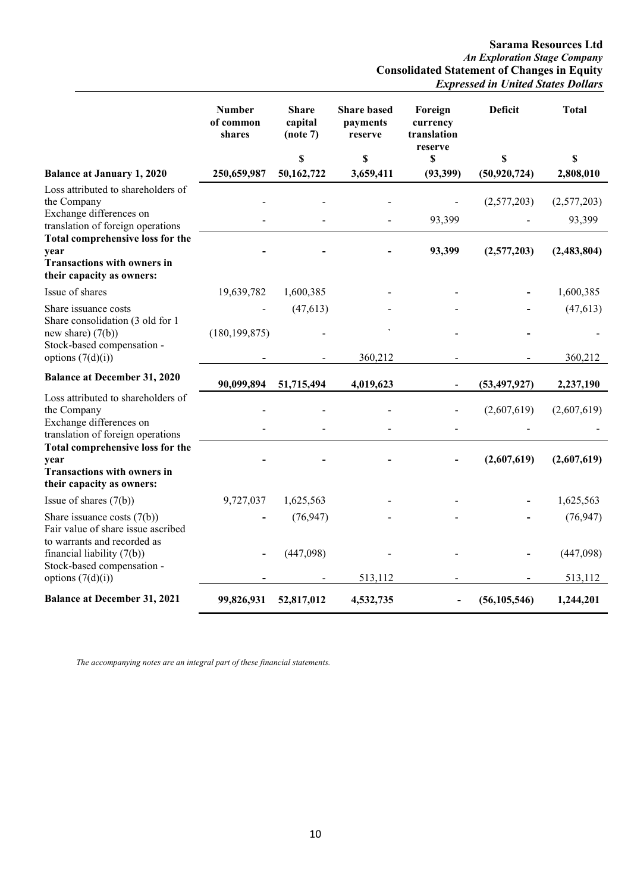**Sarama Resources Ltd**
*An Exploration Stage Company*
**Consolidated Statement of Changes in Equity**
*Expressed in United States Dollars*

| | Number of common shares | Share capital (note 7) | Share based payments reserve | Foreign currency translation reserve | Deficit | Total |
|---|---|---|---|---|---|---|
| | | $ | $ | $ | $ | $ |
| **Balance at January 1, 2020** | **250,659,987** | **50,162,722** | **3,659,411** | **(93,399)** | **(50,920,724)** | **2,808,010** |
| Loss attributed to shareholders of the Company | - | - | - | - | (2,577,203) | (2,577,203) |
| Exchange differences on translation of foreign operations | - | - | - | 93,399 | - | 93,399 |
| **Total comprehensive loss for the year** | **-** | **-** | **-** | **93,399** | **(2,577,203)** | **(2,483,804)** |
| **Transactions with owners in their capacity as owners:** | | | | | | |
| Issue of shares | 19,639,782 | 1,600,385 | - | - | - | 1,600,385 |
| Share issuance costs | - | (47,613) | - | - | - | (47,613) |
| Share consolidation (3 old for 1 new share) (7(b)) | (180,199,875) | - | ` | - | - | - |
| Stock-based compensation - options (7(d)(i)) | - | - | 360,212 | - | - | 360,212 |
| **Balance at December 31, 2020** | **90,099,894** | **51,715,494** | **4,019,623** | - | **(53,497,927)** | **2,237,190** |
| Loss attributed to shareholders of the Company | - | - | - | - | (2,607,619) | (2,607,619) |
| Exchange differences on translation of foreign operations | - | - | - | - | - | - |
| **Total comprehensive loss for the year** | **-** | **-** | **-** | **-** | **(2,607,619)** | **(2,607,619)** |
| **Transactions with owners in their capacity as owners:** | | | | | | |
| Issue of shares (7(b)) | 9,727,037 | 1,625,563 | - | - | - | 1,625,563 |
| Share issuance costs (7(b)) | - | (76,947) | - | - | - | (76,947) |
| Fair value of share issue ascribed to warrants and recorded as financial liability (7(b)) | - | (447,098) | - | - | - | (447,098) |
| Stock-based compensation - options (7(d)(i)) | - | - | 513,112 | - | - | 513,112 |
| **Balance at December 31, 2021** | **99,826,931** | **52,817,012** | **4,532,735** | **-** | **(56,105,546)** | **1,244,201** |

*The accompanying notes are an integral part of these financial statements.*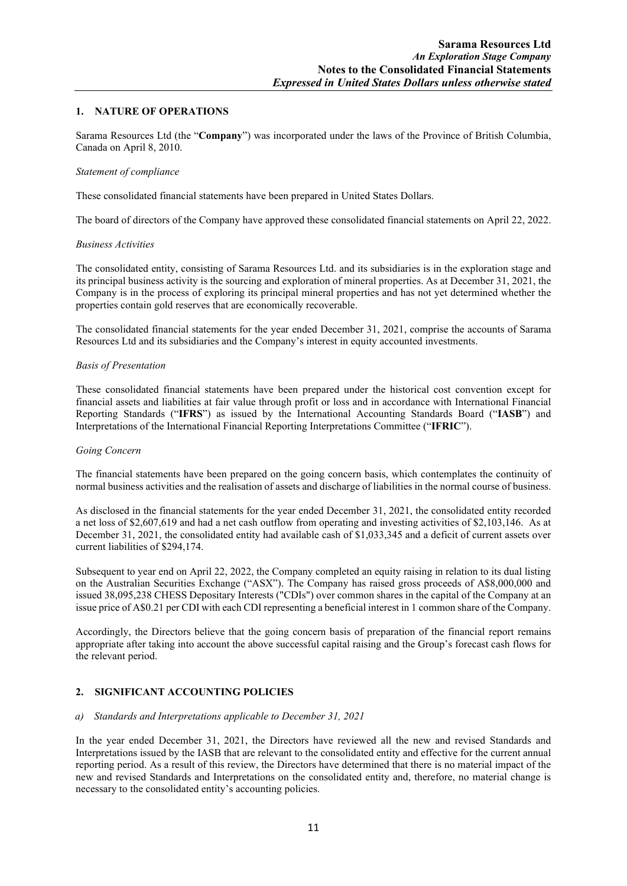## 1. NATURE OF OPERATIONS

Sarama Resources Ltd (the "**Company**") was incorporated under the laws of the Province of British Columbia, Canada on April 8, 2010.

*Statement of compliance*

These consolidated financial statements have been prepared in United States Dollars.

The board of directors of the Company have approved these consolidated financial statements on April 22, 2022.

*Business Activities*

The consolidated entity, consisting of Sarama Resources Ltd. and its subsidiaries is in the exploration stage and its principal business activity is the sourcing and exploration of mineral properties. As at December 31, 2021, the Company is in the process of exploring its principal mineral properties and has not yet determined whether the properties contain gold reserves that are economically recoverable.

The consolidated financial statements for the year ended December 31, 2021, comprise the accounts of Sarama Resources Ltd and its subsidiaries and the Company's interest in equity accounted investments.

*Basis of Presentation*

These consolidated financial statements have been prepared under the historical cost convention except for financial assets and liabilities at fair value through profit or loss and in accordance with International Financial Reporting Standards ("**IFRS**") as issued by the International Accounting Standards Board ("**IASB**") and Interpretations of the International Financial Reporting Interpretations Committee ("**IFRIC**").

*Going Concern*

The financial statements have been prepared on the going concern basis, which contemplates the continuity of normal business activities and the realisation of assets and discharge of liabilities in the normal course of business.

As disclosed in the financial statements for the year ended December 31, 2021, the consolidated entity recorded a net loss of $2,607,619 and had a net cash outflow from operating and investing activities of $2,103,146. As at December 31, 2021, the consolidated entity had available cash of $1,033,345 and a deficit of current assets over current liabilities of $294,174.

Subsequent to year end on April 22, 2022, the Company completed an equity raising in relation to its dual listing on the Australian Securities Exchange ("ASX"). The Company has raised gross proceeds of A$8,000,000 and issued 38,095,238 CHESS Depositary Interests ("CDIs") over common shares in the capital of the Company at an issue price of A$0.21 per CDI with each CDI representing a beneficial interest in 1 common share of the Company.

Accordingly, the Directors believe that the going concern basis of preparation of the financial report remains appropriate after taking into account the above successful capital raising and the Group's forecast cash flows for the relevant period.

## 2. SIGNIFICANT ACCOUNTING POLICIES

*a) Standards and Interpretations applicable to December 31, 2021*

In the year ended December 31, 2021, the Directors have reviewed all the new and revised Standards and Interpretations issued by the IASB that are relevant to the consolidated entity and effective for the current annual reporting period. As a result of this review, the Directors have determined that there is no material impact of the new and revised Standards and Interpretations on the consolidated entity and, therefore, no material change is necessary to the consolidated entity's accounting policies.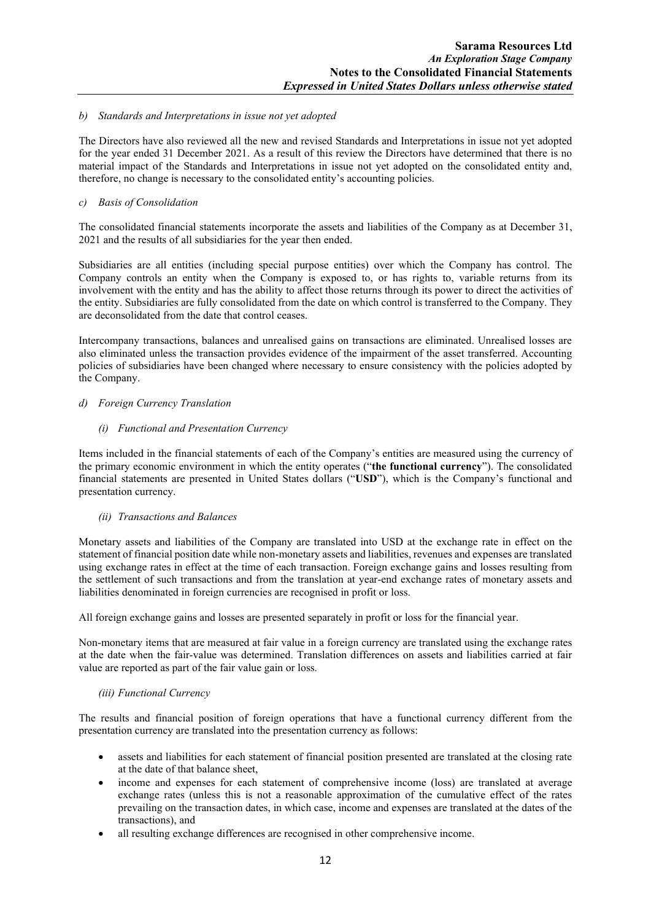*b) Standards and Interpretations in issue not yet adopted*

The Directors have also reviewed all the new and revised Standards and Interpretations in issue not yet adopted for the year ended 31 December 2021. As a result of this review the Directors have determined that there is no material impact of the Standards and Interpretations in issue not yet adopted on the consolidated entity and, therefore, no change is necessary to the consolidated entity's accounting policies.

*c) Basis of Consolidation*

The consolidated financial statements incorporate the assets and liabilities of the Company as at December 31, 2021 and the results of all subsidiaries for the year then ended.

Subsidiaries are all entities (including special purpose entities) over which the Company has control. The Company controls an entity when the Company is exposed to, or has rights to, variable returns from its involvement with the entity and has the ability to affect those returns through its power to direct the activities of the entity. Subsidiaries are fully consolidated from the date on which control is transferred to the Company. They are deconsolidated from the date that control ceases.

Intercompany transactions, balances and unrealised gains on transactions are eliminated. Unrealised losses are also eliminated unless the transaction provides evidence of the impairment of the asset transferred. Accounting policies of subsidiaries have been changed where necessary to ensure consistency with the policies adopted by the Company.

*d) Foreign Currency Translation*

*(i) Functional and Presentation Currency*

Items included in the financial statements of each of the Company's entities are measured using the currency of the primary economic environment in which the entity operates ("**the functional currency**"). The consolidated financial statements are presented in United States dollars ("**USD**"), which is the Company's functional and presentation currency.

*(ii) Transactions and Balances*

Monetary assets and liabilities of the Company are translated into USD at the exchange rate in effect on the statement of financial position date while non-monetary assets and liabilities, revenues and expenses are translated using exchange rates in effect at the time of each transaction. Foreign exchange gains and losses resulting from the settlement of such transactions and from the translation at year-end exchange rates of monetary assets and liabilities denominated in foreign currencies are recognised in profit or loss.

All foreign exchange gains and losses are presented separately in profit or loss for the financial year.

Non-monetary items that are measured at fair value in a foreign currency are translated using the exchange rates at the date when the fair-value was determined. Translation differences on assets and liabilities carried at fair value are reported as part of the fair value gain or loss.

*(iii) Functional Currency*

The results and financial position of foreign operations that have a functional currency different from the presentation currency are translated into the presentation currency as follows:

- assets and liabilities for each statement of financial position presented are translated at the closing rate at the date of that balance sheet,
- income and expenses for each statement of comprehensive income (loss) are translated at average exchange rates (unless this is not a reasonable approximation of the cumulative effect of the rates prevailing on the transaction dates, in which case, income and expenses are translated at the dates of the transactions), and
- all resulting exchange differences are recognised in other comprehensive income.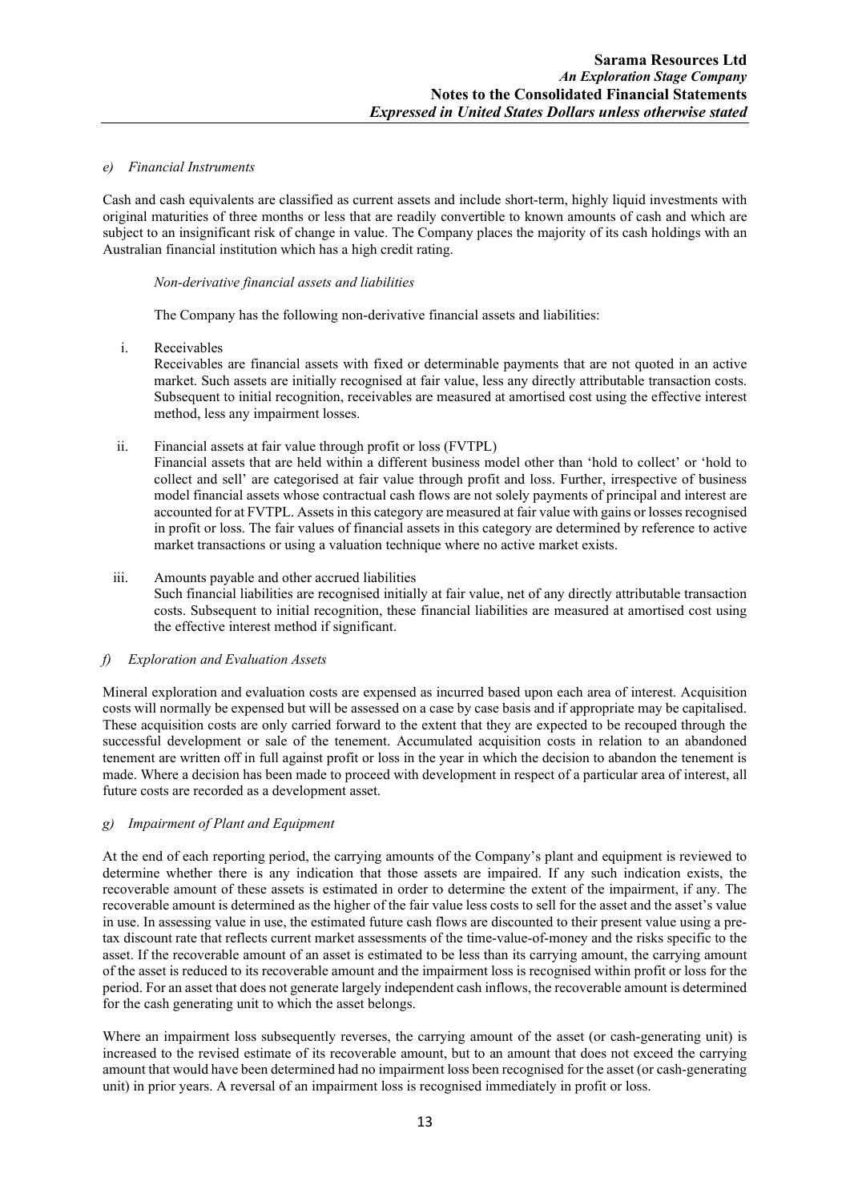### *e) Financial Instruments*

Cash and cash equivalents are classified as current assets and include short-term, highly liquid investments with original maturities of three months or less that are readily convertible to known amounts of cash and which are subject to an insignificant risk of change in value. The Company places the majority of its cash holdings with an Australian financial institution which has a high credit rating.

*Non-derivative financial assets and liabilities*

The Company has the following non-derivative financial assets and liabilities:

i. Receivables
Receivables are financial assets with fixed or determinable payments that are not quoted in an active market. Such assets are initially recognised at fair value, less any directly attributable transaction costs. Subsequent to initial recognition, receivables are measured at amortised cost using the effective interest method, less any impairment losses.

ii. Financial assets at fair value through profit or loss (FVTPL)
Financial assets that are held within a different business model other than 'hold to collect' or 'hold to collect and sell' are categorised at fair value through profit and loss. Further, irrespective of business model financial assets whose contractual cash flows are not solely payments of principal and interest are accounted for at FVTPL. Assets in this category are measured at fair value with gains or losses recognised in profit or loss. The fair values of financial assets in this category are determined by reference to active market transactions or using a valuation technique where no active market exists.

iii. Amounts payable and other accrued liabilities
Such financial liabilities are recognised initially at fair value, net of any directly attributable transaction costs. Subsequent to initial recognition, these financial liabilities are measured at amortised cost using the effective interest method if significant.

### *f) Exploration and Evaluation Assets*

Mineral exploration and evaluation costs are expensed as incurred based upon each area of interest. Acquisition costs will normally be expensed but will be assessed on a case by case basis and if appropriate may be capitalised. These acquisition costs are only carried forward to the extent that they are expected to be recouped through the successful development or sale of the tenement. Accumulated acquisition costs in relation to an abandoned tenement are written off in full against profit or loss in the year in which the decision to abandon the tenement is made. Where a decision has been made to proceed with development in respect of a particular area of interest, all future costs are recorded as a development asset.

### *g) Impairment of Plant and Equipment*

At the end of each reporting period, the carrying amounts of the Company's plant and equipment is reviewed to determine whether there is any indication that those assets are impaired. If any such indication exists, the recoverable amount of these assets is estimated in order to determine the extent of the impairment, if any. The recoverable amount is determined as the higher of the fair value less costs to sell for the asset and the asset's value in use. In assessing value in use, the estimated future cash flows are discounted to their present value using a pre-tax discount rate that reflects current market assessments of the time-value-of-money and the risks specific to the asset. If the recoverable amount of an asset is estimated to be less than its carrying amount, the carrying amount of the asset is reduced to its recoverable amount and the impairment loss is recognised within profit or loss for the period. For an asset that does not generate largely independent cash inflows, the recoverable amount is determined for the cash generating unit to which the asset belongs.

Where an impairment loss subsequently reverses, the carrying amount of the asset (or cash-generating unit) is increased to the revised estimate of its recoverable amount, but to an amount that does not exceed the carrying amount that would have been determined had no impairment loss been recognised for the asset (or cash-generating unit) in prior years. A reversal of an impairment loss is recognised immediately in profit or loss.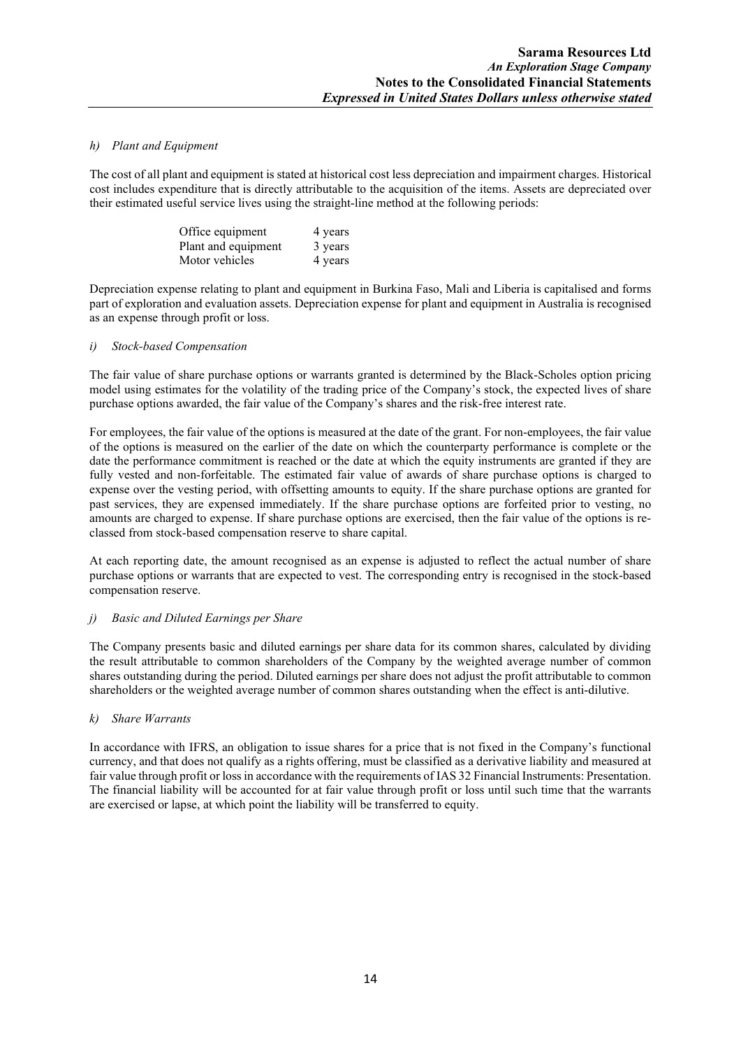*h) Plant and Equipment*

The cost of all plant and equipment is stated at historical cost less depreciation and impairment charges. Historical cost includes expenditure that is directly attributable to the acquisition of the items. Assets are depreciated over their estimated useful service lives using the straight-line method at the following periods:

| | |
|---|---|
| Office equipment | 4 years |
| Plant and equipment | 3 years |
| Motor vehicles | 4 years |

Depreciation expense relating to plant and equipment in Burkina Faso, Mali and Liberia is capitalised and forms part of exploration and evaluation assets. Depreciation expense for plant and equipment in Australia is recognised as an expense through profit or loss.

*i) Stock-based Compensation*

The fair value of share purchase options or warrants granted is determined by the Black-Scholes option pricing model using estimates for the volatility of the trading price of the Company's stock, the expected lives of share purchase options awarded, the fair value of the Company's shares and the risk-free interest rate.

For employees, the fair value of the options is measured at the date of the grant. For non-employees, the fair value of the options is measured on the earlier of the date on which the counterparty performance is complete or the date the performance commitment is reached or the date at which the equity instruments are granted if they are fully vested and non-forfeitable. The estimated fair value of awards of share purchase options is charged to expense over the vesting period, with offsetting amounts to equity. If the share purchase options are granted for past services, they are expensed immediately. If the share purchase options are forfeited prior to vesting, no amounts are charged to expense. If share purchase options are exercised, then the fair value of the options is re-classed from stock-based compensation reserve to share capital.

At each reporting date, the amount recognised as an expense is adjusted to reflect the actual number of share purchase options or warrants that are expected to vest. The corresponding entry is recognised in the stock-based compensation reserve.

*j) Basic and Diluted Earnings per Share*

The Company presents basic and diluted earnings per share data for its common shares, calculated by dividing the result attributable to common shareholders of the Company by the weighted average number of common shares outstanding during the period. Diluted earnings per share does not adjust the profit attributable to common shareholders or the weighted average number of common shares outstanding when the effect is anti-dilutive.

*k) Share Warrants*

In accordance with IFRS, an obligation to issue shares for a price that is not fixed in the Company's functional currency, and that does not qualify as a rights offering, must be classified as a derivative liability and measured at fair value through profit or loss in accordance with the requirements of IAS 32 Financial Instruments: Presentation. The financial liability will be accounted for at fair value through profit or loss until such time that the warrants are exercised or lapse, at which point the liability will be transferred to equity.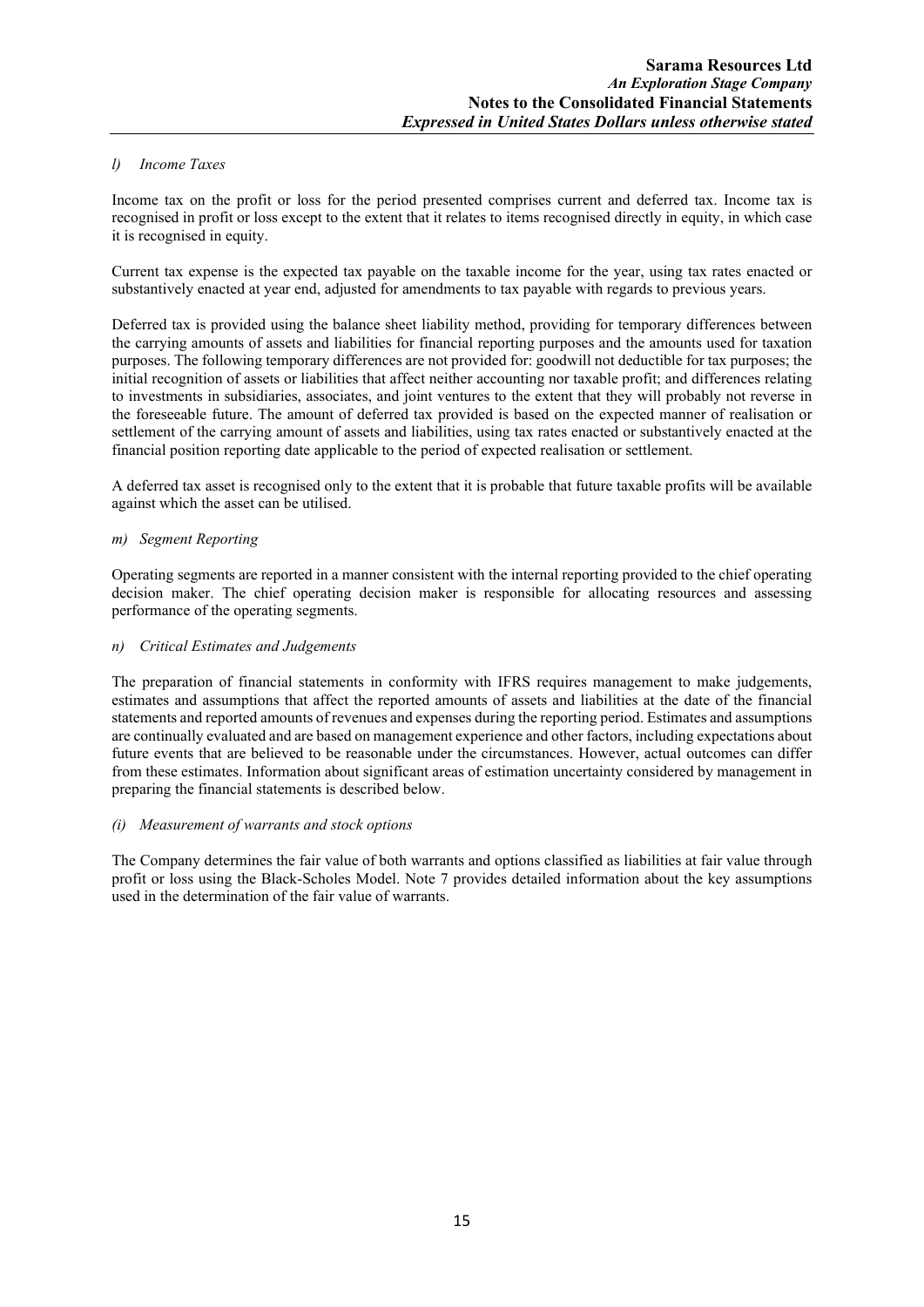*l) Income Taxes*

Income tax on the profit or loss for the period presented comprises current and deferred tax. Income tax is recognised in profit or loss except to the extent that it relates to items recognised directly in equity, in which case it is recognised in equity.

Current tax expense is the expected tax payable on the taxable income for the year, using tax rates enacted or substantively enacted at year end, adjusted for amendments to tax payable with regards to previous years.

Deferred tax is provided using the balance sheet liability method, providing for temporary differences between the carrying amounts of assets and liabilities for financial reporting purposes and the amounts used for taxation purposes. The following temporary differences are not provided for: goodwill not deductible for tax purposes; the initial recognition of assets or liabilities that affect neither accounting nor taxable profit; and differences relating to investments in subsidiaries, associates, and joint ventures to the extent that they will probably not reverse in the foreseeable future. The amount of deferred tax provided is based on the expected manner of realisation or settlement of the carrying amount of assets and liabilities, using tax rates enacted or substantively enacted at the financial position reporting date applicable to the period of expected realisation or settlement.

A deferred tax asset is recognised only to the extent that it is probable that future taxable profits will be available against which the asset can be utilised.

*m) Segment Reporting*

Operating segments are reported in a manner consistent with the internal reporting provided to the chief operating decision maker. The chief operating decision maker is responsible for allocating resources and assessing performance of the operating segments.

*n) Critical Estimates and Judgements*

The preparation of financial statements in conformity with IFRS requires management to make judgements, estimates and assumptions that affect the reported amounts of assets and liabilities at the date of the financial statements and reported amounts of revenues and expenses during the reporting period. Estimates and assumptions are continually evaluated and are based on management experience and other factors, including expectations about future events that are believed to be reasonable under the circumstances. However, actual outcomes can differ from these estimates. Information about significant areas of estimation uncertainty considered by management in preparing the financial statements is described below.

*(i) Measurement of warrants and stock options*

The Company determines the fair value of both warrants and options classified as liabilities at fair value through profit or loss using the Black-Scholes Model. Note 7 provides detailed information about the key assumptions used in the determination of the fair value of warrants.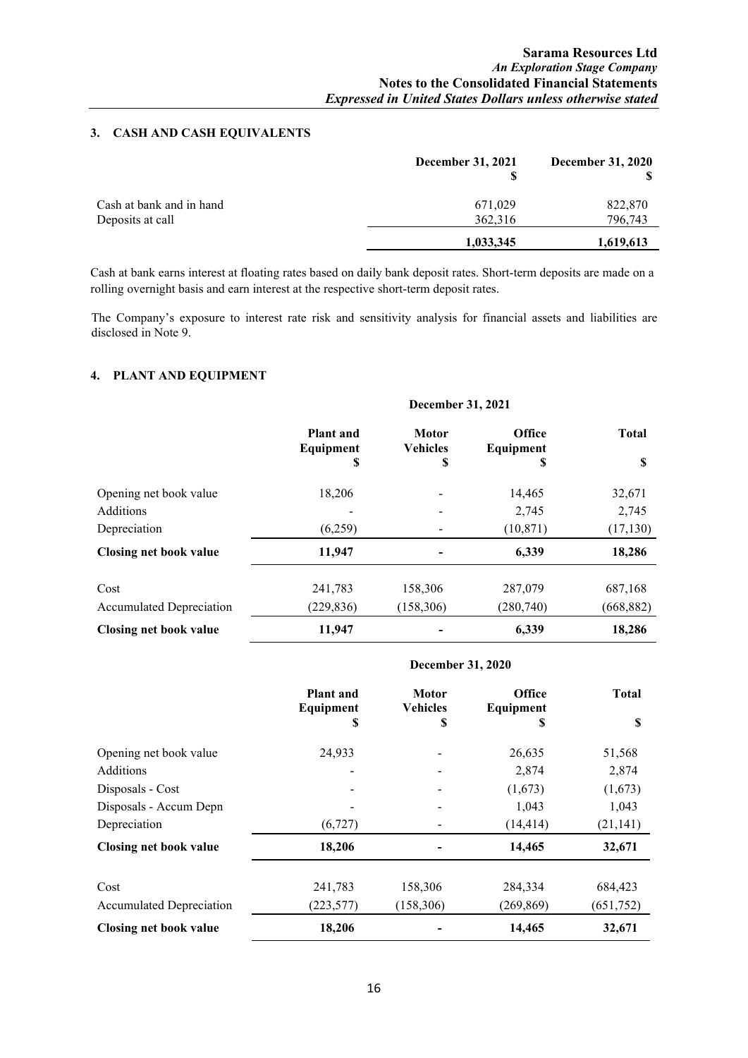## 3. CASH AND CASH EQUIVALENTS

| | December 31, 2021<br>$ | December 31, 2020<br>$ |
|---|---|---|
| Cash at bank and in hand | 671,029 | 822,870 |
| Deposits at call | 362,316 | 796,743 |
| | **1,033,345** | **1,619,613** |

Cash at bank earns interest at floating rates based on daily bank deposit rates. Short-term deposits are made on a rolling overnight basis and earn interest at the respective short-term deposit rates.

The Company's exposure to interest rate risk and sensitivity analysis for financial assets and liabilities are disclosed in Note 9.

## 4. PLANT AND EQUIPMENT

| | December 31, 2021 | | | |
|---|---|---|---|---|
| | Plant and Equipment<br>$ | Motor Vehicles<br>$ | Office Equipment<br>$ | Total<br>$ |
| Opening net book value | 18,206 | - | 14,465 | 32,671 |
| Additions | - | - | 2,745 | 2,745 |
| Depreciation | (6,259) | - | (10,871) | (17,130) |
| **Closing net book value** | **11,947** | **-** | **6,339** | **18,286** |
| Cost | 241,783 | 158,306 | 287,079 | 687,168 |
| Accumulated Depreciation | (229,836) | (158,306) | (280,740) | (668,882) |
| **Closing net book value** | **11,947** | **-** | **6,339** | **18,286** |

| | December 31, 2020 | | | |
|---|---|---|---|---|
| | Plant and Equipment<br>$ | Motor Vehicles<br>$ | Office Equipment<br>$ | Total<br>$ |
| Opening net book value | 24,933 | - | 26,635 | 51,568 |
| Additions | - | - | 2,874 | 2,874 |
| Disposals - Cost | - | - | (1,673) | (1,673) |
| Disposals - Accum Depn | - | - | 1,043 | 1,043 |
| Depreciation | (6,727) | - | (14,414) | (21,141) |
| **Closing net book value** | **18,206** | **-** | **14,465** | **32,671** |
| Cost | 241,783 | 158,306 | 284,334 | 684,423 |
| Accumulated Depreciation | (223,577) | (158,306) | (269,869) | (651,752) |
| **Closing net book value** | **18,206** | **-** | **14,465** | **32,671** |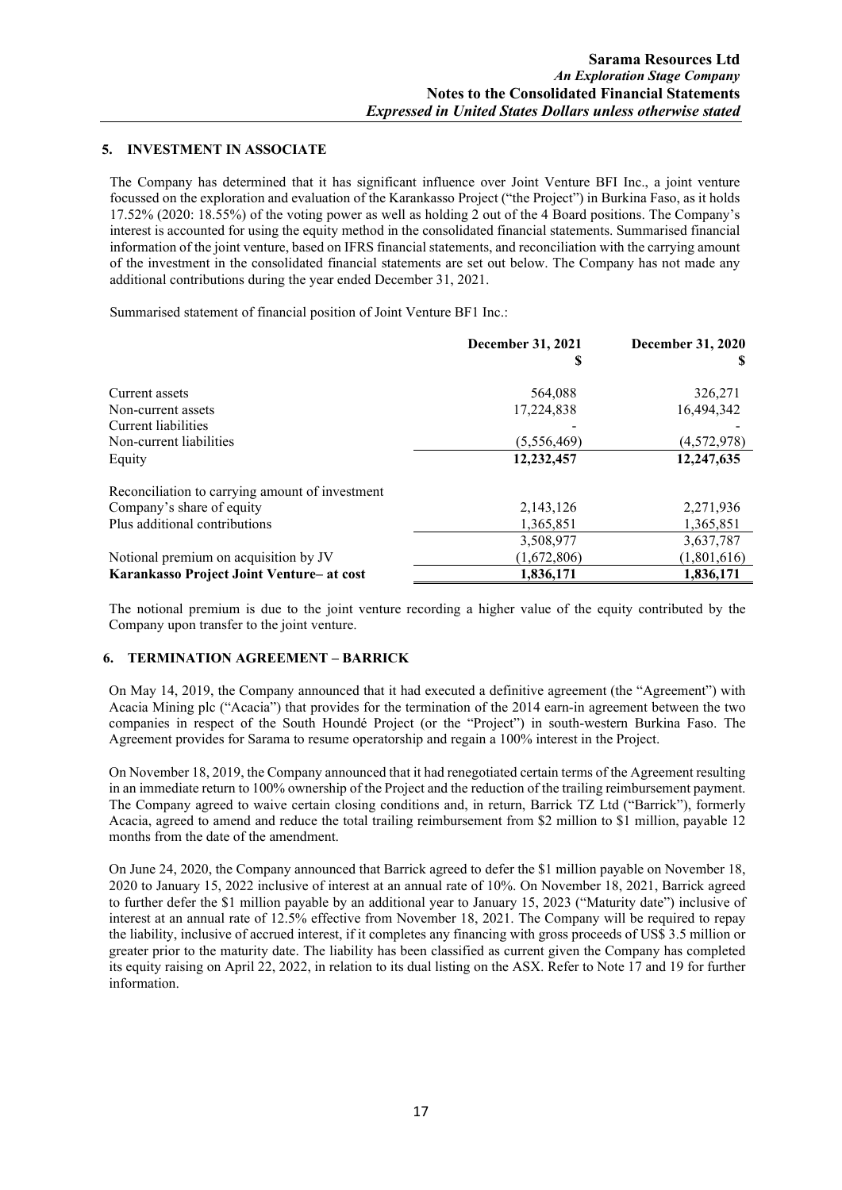## 5. INVESTMENT IN ASSOCIATE

The Company has determined that it has significant influence over Joint Venture BFI Inc., a joint venture focussed on the exploration and evaluation of the Karankasso Project ("the Project") in Burkina Faso, as it holds 17.52% (2020: 18.55%) of the voting power as well as holding 2 out of the 4 Board positions. The Company's interest is accounted for using the equity method in the consolidated financial statements. Summarised financial information of the joint venture, based on IFRS financial statements, and reconciliation with the carrying amount of the investment in the consolidated financial statements are set out below. The Company has not made any additional contributions during the year ended December 31, 2021.

Summarised statement of financial position of Joint Venture BF1 Inc.:

| | **December 31, 2021** **\$** | **December 31, 2020** **\$** |
|---|---|---|
| Current assets | 564,088 | 326,271 |
| Non-current assets | 17,224,838 | 16,494,342 |
| Current liabilities | - | - |
| Non-current liabilities | (5,556,469) | (4,572,978) |
| Equity | **12,232,457** | **12,247,635** |
| Reconciliation to carrying amount of investment | | |
| Company's share of equity | 2,143,126 | 2,271,936 |
| Plus additional contributions | 1,365,851 | 1,365,851 |
| | 3,508,977 | 3,637,787 |
| Notional premium on acquisition by JV | (1,672,806) | (1,801,616) |
| **Karankasso Project Joint Venture– at cost** | **1,836,171** | **1,836,171** |

The notional premium is due to the joint venture recording a higher value of the equity contributed by the Company upon transfer to the joint venture.

## 6. TERMINATION AGREEMENT – BARRICK

On May 14, 2019, the Company announced that it had executed a definitive agreement (the "Agreement") with Acacia Mining plc ("Acacia") that provides for the termination of the 2014 earn-in agreement between the two companies in respect of the South Houndé Project (or the "Project") in south-western Burkina Faso. The Agreement provides for Sarama to resume operatorship and regain a 100% interest in the Project.

On November 18, 2019, the Company announced that it had renegotiated certain terms of the Agreement resulting in an immediate return to 100% ownership of the Project and the reduction of the trailing reimbursement payment. The Company agreed to waive certain closing conditions and, in return, Barrick TZ Ltd ("Barrick"), formerly Acacia, agreed to amend and reduce the total trailing reimbursement from \$2 million to \$1 million, payable 12 months from the date of the amendment.

On June 24, 2020, the Company announced that Barrick agreed to defer the \$1 million payable on November 18, 2020 to January 15, 2022 inclusive of interest at an annual rate of 10%. On November 18, 2021, Barrick agreed to further defer the \$1 million payable by an additional year to January 15, 2023 ("Maturity date") inclusive of interest at an annual rate of 12.5% effective from November 18, 2021. The Company will be required to repay the liability, inclusive of accrued interest, if it completes any financing with gross proceeds of US\$ 3.5 million or greater prior to the maturity date. The liability has been classified as current given the Company has completed its equity raising on April 22, 2022, in relation to its dual listing on the ASX. Refer to Note 17 and 19 for further information.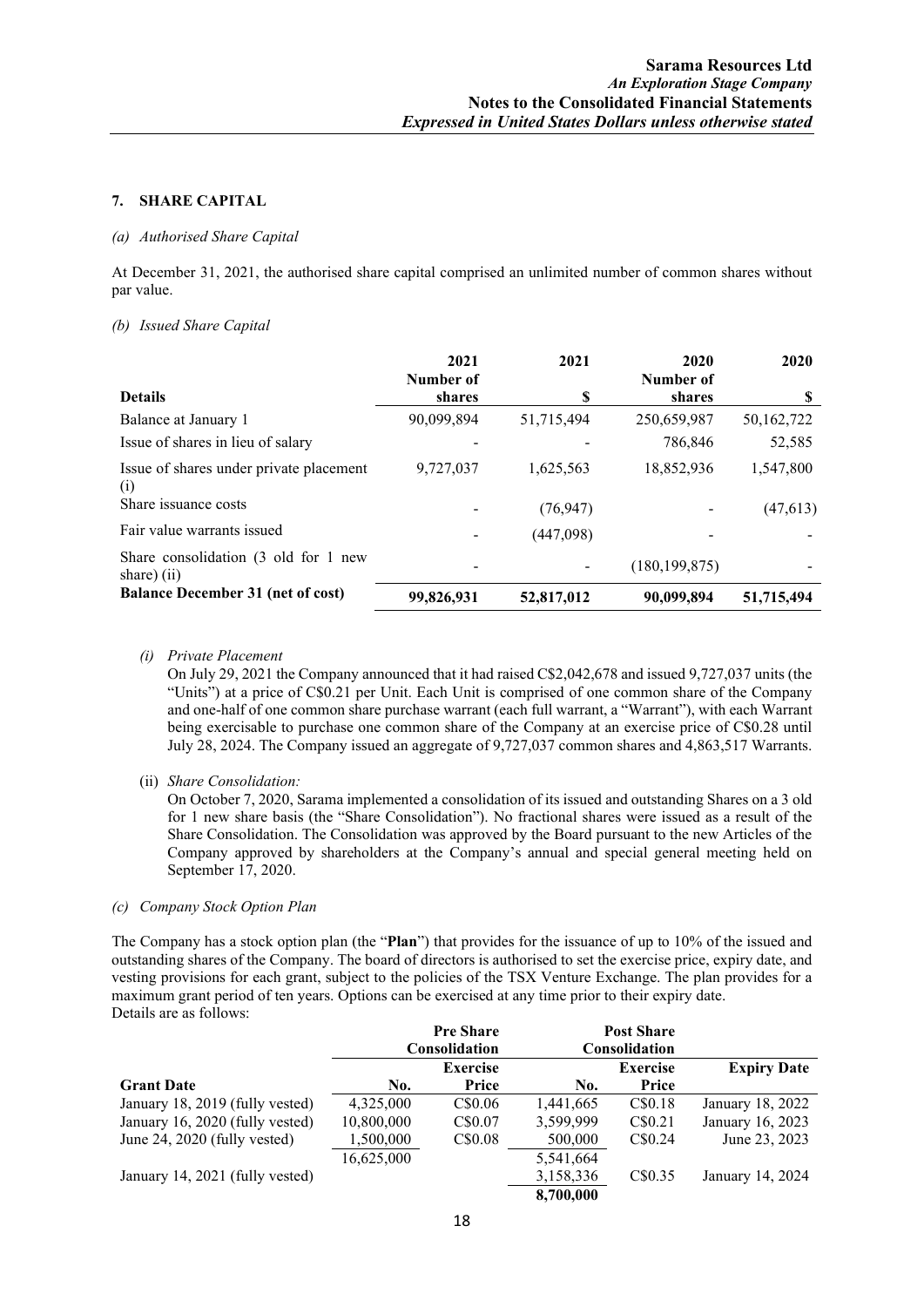## 7. SHARE CAPITAL

*(a) Authorised Share Capital*

At December 31, 2021, the authorised share capital comprised an unlimited number of common shares without par value.

*(b) Issued Share Capital*

| Details | 2021 Number of shares | 2021 $ | 2020 Number of shares | 2020 $ |
|---|---|---|---|---|
| Balance at January 1 | 90,099,894 | 51,715,494 | 250,659,987 | 50,162,722 |
| Issue of shares in lieu of salary | - | - | 786,846 | 52,585 |
| Issue of shares under private placement (i) | 9,727,037 | 1,625,563 | 18,852,936 | 1,547,800 |
| Share issuance costs | - | (76,947) | - | (47,613) |
| Fair value warrants issued | - | (447,098) | - | - |
| Share consolidation (3 old for 1 new share) (ii) | - | - | (180,199,875) | - |
| **Balance December 31 (net of cost)** | **99,826,931** | **52,817,012** | **90,099,894** | **51,715,494** |

*(i) Private Placement*

On July 29, 2021 the Company announced that it had raised C$2,042,678 and issued 9,727,037 units (the "Units") at a price of C$0.21 per Unit. Each Unit is comprised of one common share of the Company and one-half of one common share purchase warrant (each full warrant, a "Warrant"), with each Warrant being exercisable to purchase one common share of the Company at an exercise price of C$0.28 until July 28, 2024. The Company issued an aggregate of 9,727,037 common shares and 4,863,517 Warrants.

(ii) *Share Consolidation:*

On October 7, 2020, Sarama implemented a consolidation of its issued and outstanding Shares on a 3 old for 1 new share basis (the "Share Consolidation"). No fractional shares were issued as a result of the Share Consolidation. The Consolidation was approved by the Board pursuant to the new Articles of the Company approved by shareholders at the Company's annual and special general meeting held on September 17, 2020.

*(c) Company Stock Option Plan*

The Company has a stock option plan (the "**Plan**") that provides for the issuance of up to 10% of the issued and outstanding shares of the Company. The board of directors is authorised to set the exercise price, expiry date, and vesting provisions for each grant, subject to the policies of the TSX Venture Exchange. The plan provides for a maximum grant period of ten years. Options can be exercised at any time prior to their expiry date.
Details are as follows:

| | Pre Share Consolidation | | Post Share Consolidation | | |
|---|---|---|---|---|---|
| **Grant Date** | **No.** | **Exercise Price** | **No.** | **Exercise Price** | **Expiry Date** |
| January 18, 2019 (fully vested) | 4,325,000 | C$0.06 | 1,441,665 | C$0.18 | January 18, 2022 |
| January 16, 2020 (fully vested) | 10,800,000 | C$0.07 | 3,599,999 | C$0.21 | January 16, 2023 |
| June 24, 2020 (fully vested) | 1,500,000 | C$0.08 | 500,000 | C$0.24 | June 23, 2023 |
| | 16,625,000 | | 5,541,664 | | |
| January 14, 2021 (fully vested) | | | 3,158,336 | C$0.35 | January 14, 2024 |
| | | | **8,700,000** | | |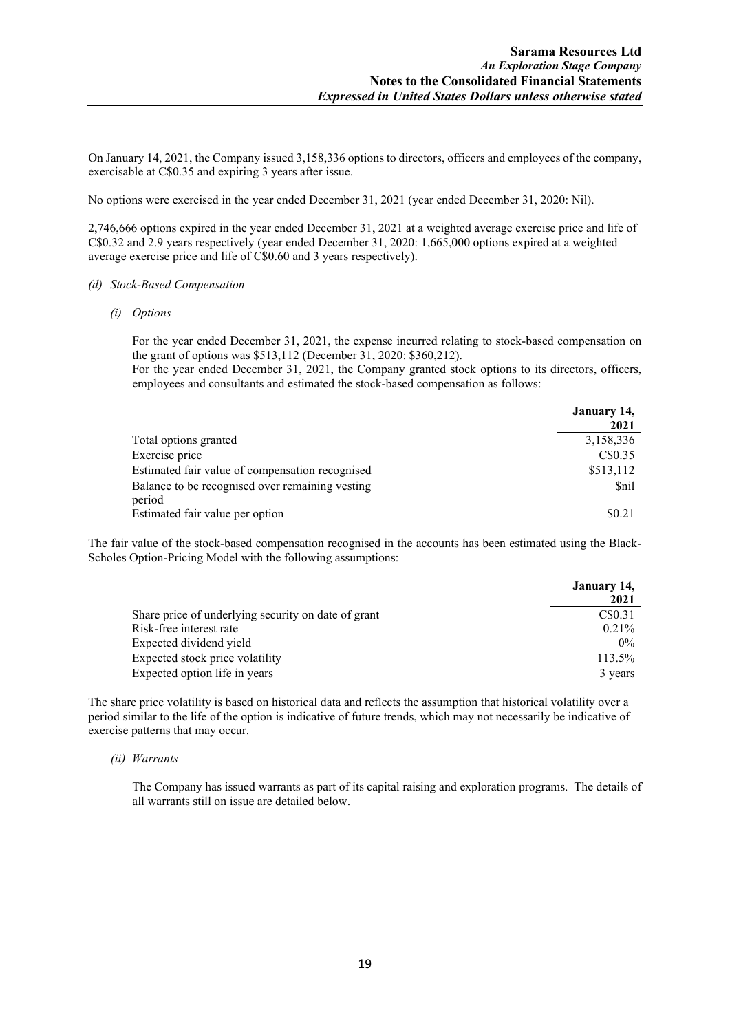On January 14, 2021, the Company issued 3,158,336 options to directors, officers and employees of the company, exercisable at C$0.35 and expiring 3 years after issue.

No options were exercised in the year ended December 31, 2021 (year ended December 31, 2020: Nil).

2,746,666 options expired in the year ended December 31, 2021 at a weighted average exercise price and life of C$0.32 and 2.9 years respectively (year ended December 31, 2020: 1,665,000 options expired at a weighted average exercise price and life of C$0.60 and 3 years respectively).

*(d) Stock-Based Compensation*

*(i) Options*

For the year ended December 31, 2021, the expense incurred relating to stock-based compensation on the grant of options was $513,112 (December 31, 2020: $360,212).
For the year ended December 31, 2021, the Company granted stock options to its directors, officers, employees and consultants and estimated the stock-based compensation as follows:

| | January 14, 2021 |
|---|---|
| Total options granted | 3,158,336 |
| Exercise price | C$0.35 |
| Estimated fair value of compensation recognised | $513,112 |
| Balance to be recognised over remaining vesting period | $nil |
| Estimated fair value per option | $0.21 |

The fair value of the stock-based compensation recognised in the accounts has been estimated using the Black-Scholes Option-Pricing Model with the following assumptions:

| | January 14, 2021 |
|---|---|
| Share price of underlying security on date of grant | C$0.31 |
| Risk-free interest rate | 0.21% |
| Expected dividend yield | 0% |
| Expected stock price volatility | 113.5% |
| Expected option life in years | 3 years |

The share price volatility is based on historical data and reflects the assumption that historical volatility over a period similar to the life of the option is indicative of future trends, which may not necessarily be indicative of exercise patterns that may occur.

*(ii) Warrants*

The Company has issued warrants as part of its capital raising and exploration programs. The details of all warrants still on issue are detailed below.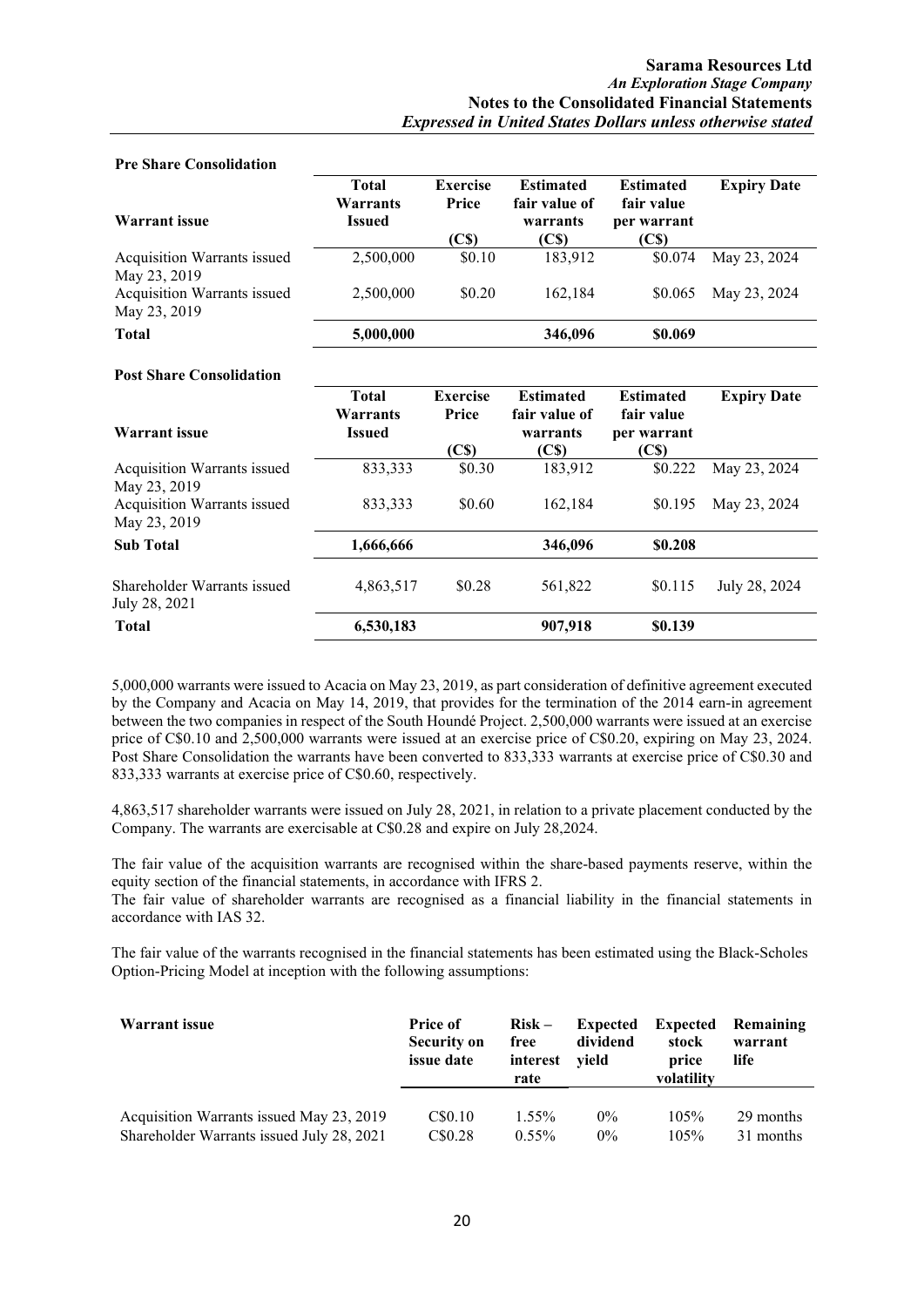**Pre Share Consolidation**

| Warrant issue | Total Warrants Issued | Exercise Price (C$) | Estimated fair value of warrants (C$) | Estimated fair value per warrant (C$) | Expiry Date |
|---|---|---|---|---|---|
| Acquisition Warrants issued May 23, 2019 | 2,500,000 | $0.10 | 183,912 | $0.074 | May 23, 2024 |
| Acquisition Warrants issued May 23, 2019 | 2,500,000 | $0.20 | 162,184 | $0.065 | May 23, 2024 |
| **Total** | **5,000,000** | | **346,096** | **$0.069** | |

**Post Share Consolidation**

| Warrant issue | Total Warrants Issued | Exercise Price (C$) | Estimated fair value of warrants (C$) | Estimated fair value per warrant (C$) | Expiry Date |
|---|---|---|---|---|---|
| Acquisition Warrants issued May 23, 2019 | 833,333 | $0.30 | 183,912 | $0.222 | May 23, 2024 |
| Acquisition Warrants issued May 23, 2019 | 833,333 | $0.60 | 162,184 | $0.195 | May 23, 2024 |
| **Sub Total** | **1,666,666** | | **346,096** | **$0.208** | |
| Shareholder Warrants issued July 28, 2021 | 4,863,517 | $0.28 | 561,822 | $0.115 | July 28, 2024 |
| **Total** | **6,530,183** | | **907,918** | **$0.139** | |

5,000,000 warrants were issued to Acacia on May 23, 2019, as part consideration of definitive agreement executed by the Company and Acacia on May 14, 2019, that provides for the termination of the 2014 earn-in agreement between the two companies in respect of the South Houndé Project. 2,500,000 warrants were issued at an exercise price of C$0.10 and 2,500,000 warrants were issued at an exercise price of C$0.20, expiring on May 23, 2024. Post Share Consolidation the warrants have been converted to 833,333 warrants at exercise price of C$0.30 and 833,333 warrants at exercise price of C$0.60, respectively.

4,863,517 shareholder warrants were issued on July 28, 2021, in relation to a private placement conducted by the Company. The warrants are exercisable at C$0.28 and expire on July 28,2024.

The fair value of the acquisition warrants are recognised within the share-based payments reserve, within the equity section of the financial statements, in accordance with IFRS 2.
The fair value of shareholder warrants are recognised as a financial liability in the financial statements in accordance with IAS 32.

The fair value of the warrants recognised in the financial statements has been estimated using the Black-Scholes Option-Pricing Model at inception with the following assumptions:

| Warrant issue | Price of Security on issue date | Risk – free interest rate | Expected dividend yield | Expected stock price volatility | Remaining warrant life |
|---|---|---|---|---|---|
| Acquisition Warrants issued May 23, 2019 | C$0.10 | 1.55% | 0% | 105% | 29 months |
| Shareholder Warrants issued July 28, 2021 | C$0.28 | 0.55% | 0% | 105% | 31 months |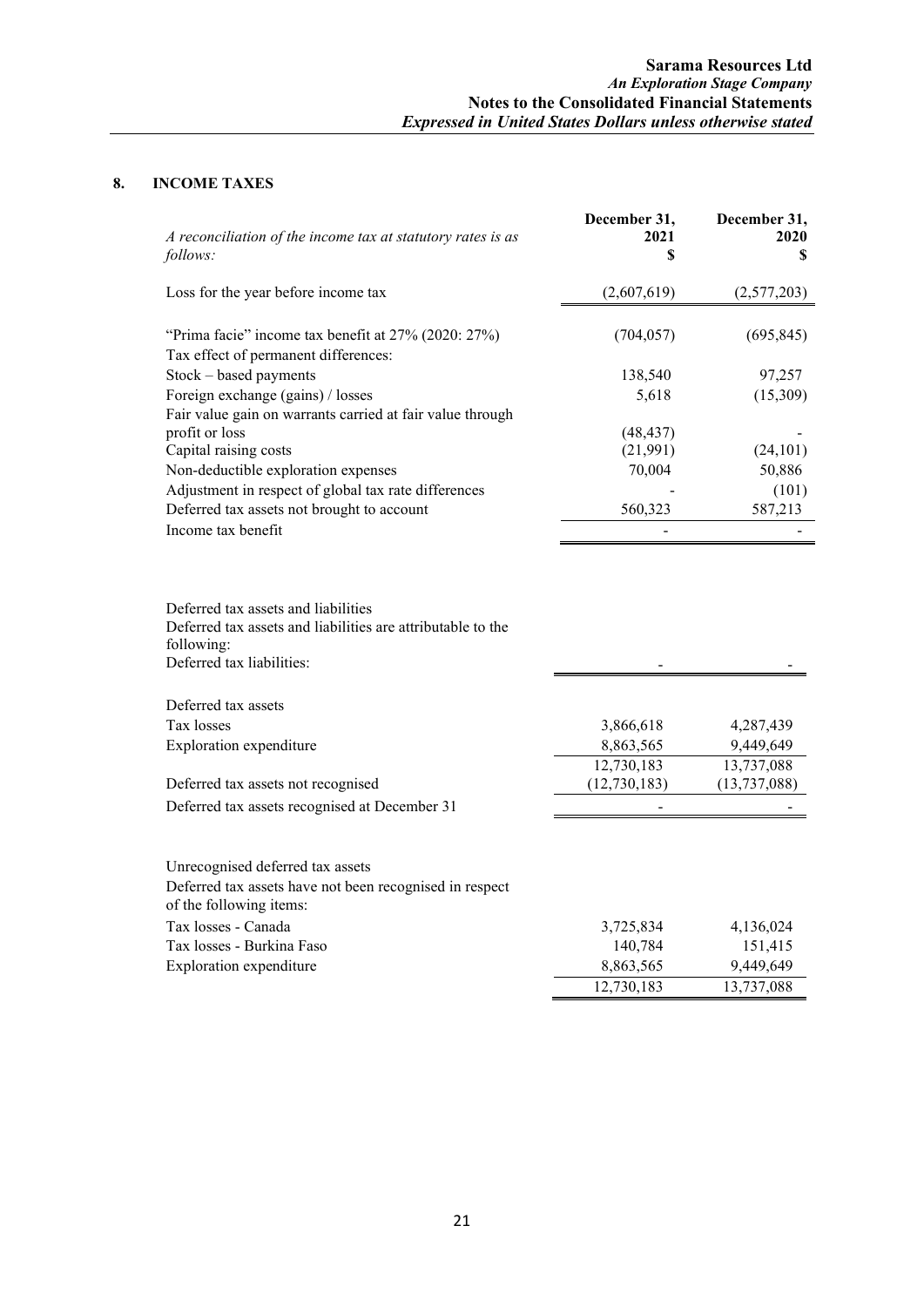## 8. INCOME TAXES

| *A reconciliation of the income tax at statutory rates is as follows:* | **December 31, 2021 $** | **December 31, 2020 $** |
|---|---|---|
| Loss for the year before income tax | (2,607,619) | (2,577,203) |
| | | |
| "Prima facie" income tax benefit at 27% (2020: 27%) | (704,057) | (695,845) |
| Tax effect of permanent differences: | | |
| Stock – based payments | 138,540 | 97,257 |
| Foreign exchange (gains) / losses | 5,618 | (15,309) |
| Fair value gain on warrants carried at fair value through profit or loss | (48,437) | - |
| Capital raising costs | (21,991) | (24,101) |
| Non-deductible exploration expenses | 70,004 | 50,886 |
| Adjustment in respect of global tax rate differences | - | (101) |
| Deferred tax assets not brought to account | 560,323 | 587,213 |
| Income tax benefit | - | - |

Deferred tax assets and liabilities

| Deferred tax assets and liabilities are attributable to the following: | | |
|---|---|---|
| Deferred tax liabilities: | - | - |
| | | |
| Deferred tax assets | | |
| Tax losses | 3,866,618 | 4,287,439 |
| Exploration expenditure | 8,863,565 | 9,449,649 |
| | 12,730,183 | 13,737,088 |
| Deferred tax assets not recognised | (12,730,183) | (13,737,088) |
| Deferred tax assets recognised at December 31 | - | - |

Unrecognised deferred tax assets

| Deferred tax assets have not been recognised in respect of the following items: | | |
|---|---|---|
| Tax losses - Canada | 3,725,834 | 4,136,024 |
| Tax losses - Burkina Faso | 140,784 | 151,415 |
| Exploration expenditure | 8,863,565 | 9,449,649 |
| | 12,730,183 | 13,737,088 |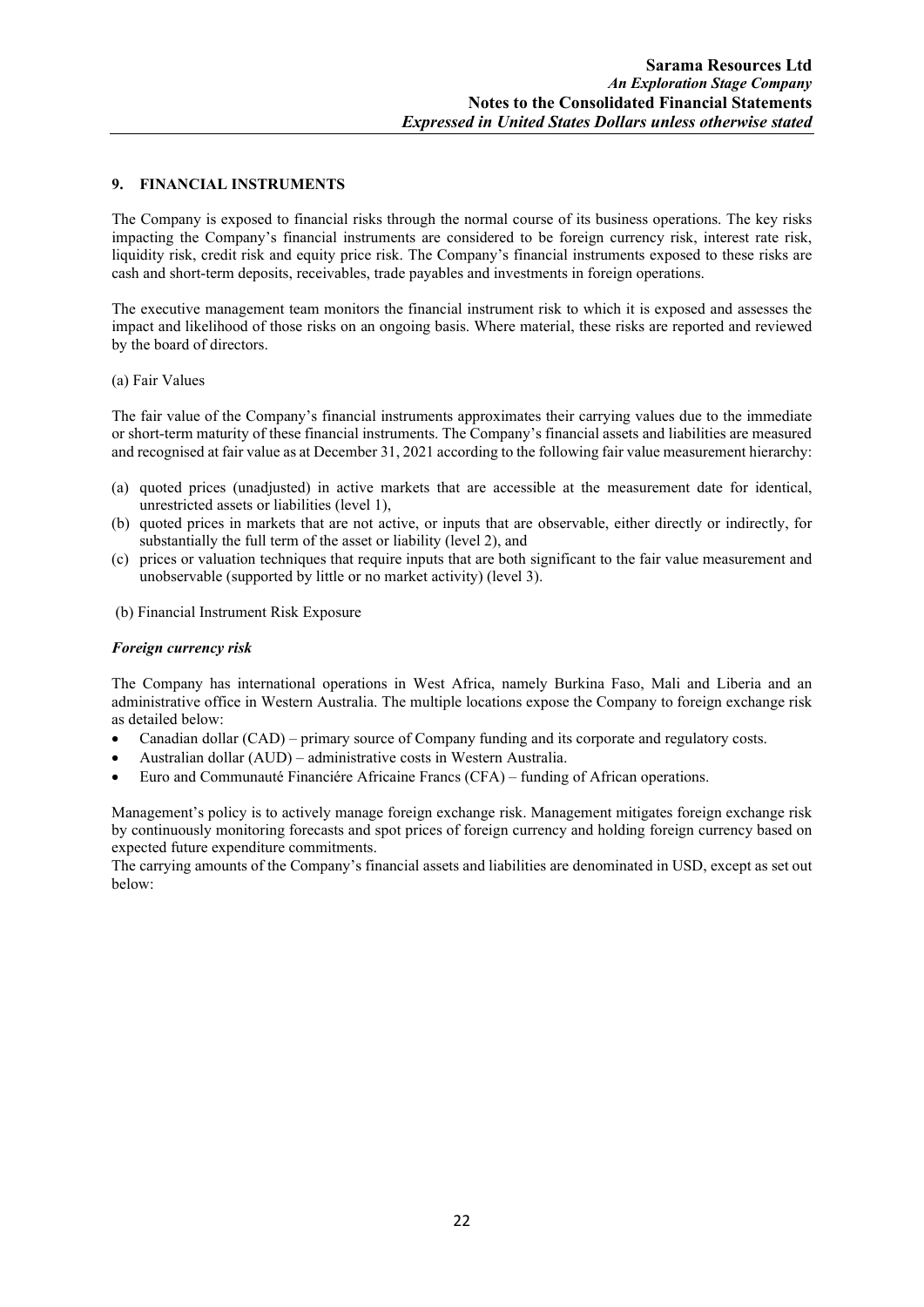## 9. FINANCIAL INSTRUMENTS

The Company is exposed to financial risks through the normal course of its business operations. The key risks impacting the Company's financial instruments are considered to be foreign currency risk, interest rate risk, liquidity risk, credit risk and equity price risk. The Company's financial instruments exposed to these risks are cash and short-term deposits, receivables, trade payables and investments in foreign operations.

The executive management team monitors the financial instrument risk to which it is exposed and assesses the impact and likelihood of those risks on an ongoing basis. Where material, these risks are reported and reviewed by the board of directors.

(a) Fair Values

The fair value of the Company's financial instruments approximates their carrying values due to the immediate or short-term maturity of these financial instruments. The Company's financial assets and liabilities are measured and recognised at fair value as at December 31, 2021 according to the following fair value measurement hierarchy:

(a) quoted prices (unadjusted) in active markets that are accessible at the measurement date for identical, unrestricted assets or liabilities (level 1),
(b) quoted prices in markets that are not active, or inputs that are observable, either directly or indirectly, for substantially the full term of the asset or liability (level 2), and
(c) prices or valuation techniques that require inputs that are both significant to the fair value measurement and unobservable (supported by little or no market activity) (level 3).

(b) Financial Instrument Risk Exposure

***Foreign currency risk***

The Company has international operations in West Africa, namely Burkina Faso, Mali and Liberia and an administrative office in Western Australia. The multiple locations expose the Company to foreign exchange risk as detailed below:

- Canadian dollar (CAD) – primary source of Company funding and its corporate and regulatory costs.
- Australian dollar (AUD) – administrative costs in Western Australia.
- Euro and Communauté Financiére Africaine Francs (CFA) – funding of African operations.

Management's policy is to actively manage foreign exchange risk. Management mitigates foreign exchange risk by continuously monitoring forecasts and spot prices of foreign currency and holding foreign currency based on expected future expenditure commitments.
The carrying amounts of the Company's financial assets and liabilities are denominated in USD, except as set out below: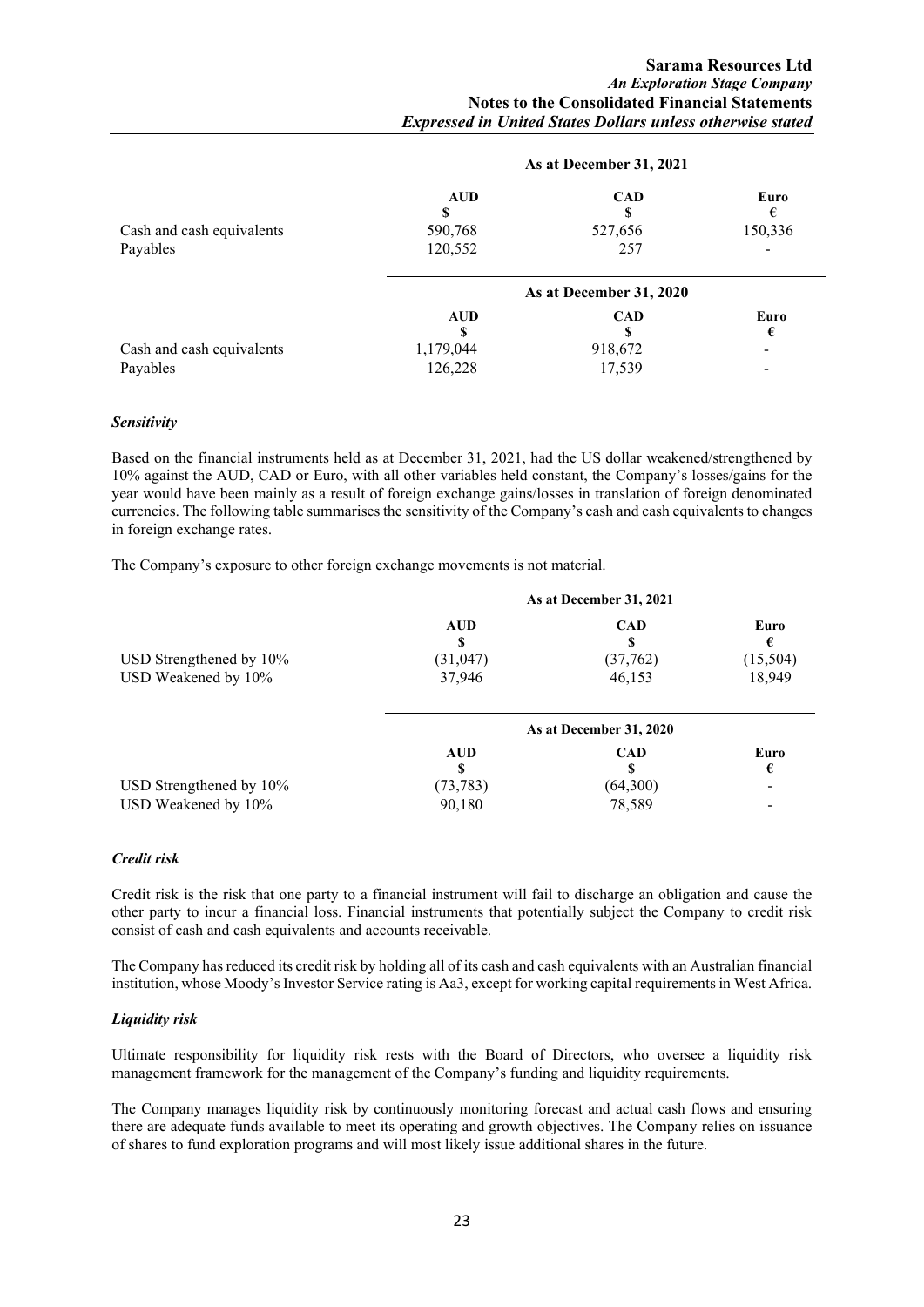| | As at December 31, 2021 | | |
|---|---|---|---|
| | AUD<br>$ | CAD<br>$ | Euro<br>€ |
| Cash and cash equivalents | 590,768 | 527,656 | 150,336 |
| Payables | 120,552 | 257 | - |

| | As at December 31, 2020 | | |
|---|---|---|---|
| | AUD<br>$ | CAD<br>$ | Euro<br>€ |
| Cash and cash equivalents | 1,179,044 | 918,672 | - |
| Payables | 126,228 | 17,539 | - |

***Sensitivity***

Based on the financial instruments held as at December 31, 2021, had the US dollar weakened/strengthened by 10% against the AUD, CAD or Euro, with all other variables held constant, the Company's losses/gains for the year would have been mainly as a result of foreign exchange gains/losses in translation of foreign denominated currencies. The following table summarises the sensitivity of the Company's cash and cash equivalents to changes in foreign exchange rates.

The Company's exposure to other foreign exchange movements is not material.

| | As at December 31, 2021 | | |
|---|---|---|---|
| | AUD<br>$ | CAD<br>$ | Euro<br>€ |
| USD Strengthened by 10% | (31,047) | (37,762) | (15,504) |
| USD Weakened by 10% | 37,946 | 46,153 | 18,949 |

| | As at December 31, 2020 | | |
|---|---|---|---|
| | AUD<br>$ | CAD<br>$ | Euro<br>€ |
| USD Strengthened by 10% | (73,783) | (64,300) | - |
| USD Weakened by 10% | 90,180 | 78,589 | - |

***Credit risk***

Credit risk is the risk that one party to a financial instrument will fail to discharge an obligation and cause the other party to incur a financial loss. Financial instruments that potentially subject the Company to credit risk consist of cash and cash equivalents and accounts receivable.

The Company has reduced its credit risk by holding all of its cash and cash equivalents with an Australian financial institution, whose Moody's Investor Service rating is Aa3, except for working capital requirements in West Africa.

***Liquidity risk***

Ultimate responsibility for liquidity risk rests with the Board of Directors, who oversee a liquidity risk management framework for the management of the Company's funding and liquidity requirements.

The Company manages liquidity risk by continuously monitoring forecast and actual cash flows and ensuring there are adequate funds available to meet its operating and growth objectives. The Company relies on issuance of shares to fund exploration programs and will most likely issue additional shares in the future.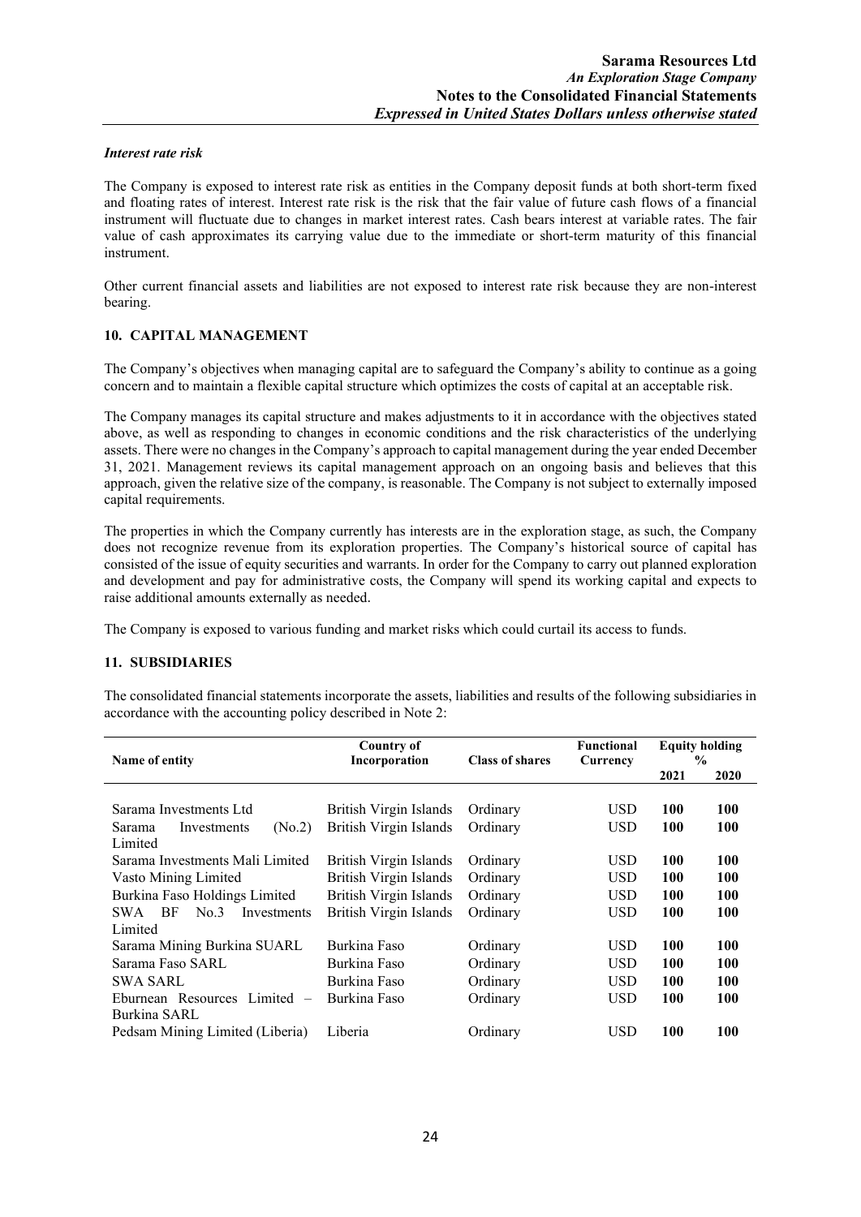*Interest rate risk*

The Company is exposed to interest rate risk as entities in the Company deposit funds at both short-term fixed and floating rates of interest. Interest rate risk is the risk that the fair value of future cash flows of a financial instrument will fluctuate due to changes in market interest rates. Cash bears interest at variable rates. The fair value of cash approximates its carrying value due to the immediate or short-term maturity of this financial instrument.

Other current financial assets and liabilities are not exposed to interest rate risk because they are non-interest bearing.

## 10. CAPITAL MANAGEMENT

The Company's objectives when managing capital are to safeguard the Company's ability to continue as a going concern and to maintain a flexible capital structure which optimizes the costs of capital at an acceptable risk.

The Company manages its capital structure and makes adjustments to it in accordance with the objectives stated above, as well as responding to changes in economic conditions and the risk characteristics of the underlying assets. There were no changes in the Company's approach to capital management during the year ended December 31, 2021. Management reviews its capital management approach on an ongoing basis and believes that this approach, given the relative size of the company, is reasonable. The Company is not subject to externally imposed capital requirements.

The properties in which the Company currently has interests are in the exploration stage, as such, the Company does not recognize revenue from its exploration properties. The Company's historical source of capital has consisted of the issue of equity securities and warrants. In order for the Company to carry out planned exploration and development and pay for administrative costs, the Company will spend its working capital and expects to raise additional amounts externally as needed.

The Company is exposed to various funding and market risks which could curtail its access to funds.

## 11. SUBSIDIARIES

The consolidated financial statements incorporate the assets, liabilities and results of the following subsidiaries in accordance with the accounting policy described in Note 2:

| Name of entity | Country of Incorporation | Class of shares | Functional Currency | Equity holding % | |
|---|---|---|---|---|---|
| | | | | 2021 | 2020 |
| Sarama Investments Ltd | British Virgin Islands | Ordinary | USD | **100** | **100** |
| Sarama Investments (No.2) Limited | British Virgin Islands | Ordinary | USD | **100** | **100** |
| Sarama Investments Mali Limited | British Virgin Islands | Ordinary | USD | **100** | **100** |
| Vasto Mining Limited | British Virgin Islands | Ordinary | USD | **100** | **100** |
| Burkina Faso Holdings Limited | British Virgin Islands | Ordinary | USD | **100** | **100** |
| SWA BF No.3 Investments Limited | British Virgin Islands | Ordinary | USD | **100** | **100** |
| Sarama Mining Burkina SUARL | Burkina Faso | Ordinary | USD | **100** | **100** |
| Sarama Faso SARL | Burkina Faso | Ordinary | USD | **100** | **100** |
| SWA SARL | Burkina Faso | Ordinary | USD | **100** | **100** |
| Eburnean Resources Limited – Burkina SARL | Burkina Faso | Ordinary | USD | **100** | **100** |
| Pedsam Mining Limited (Liberia) | Liberia | Ordinary | USD | **100** | **100** |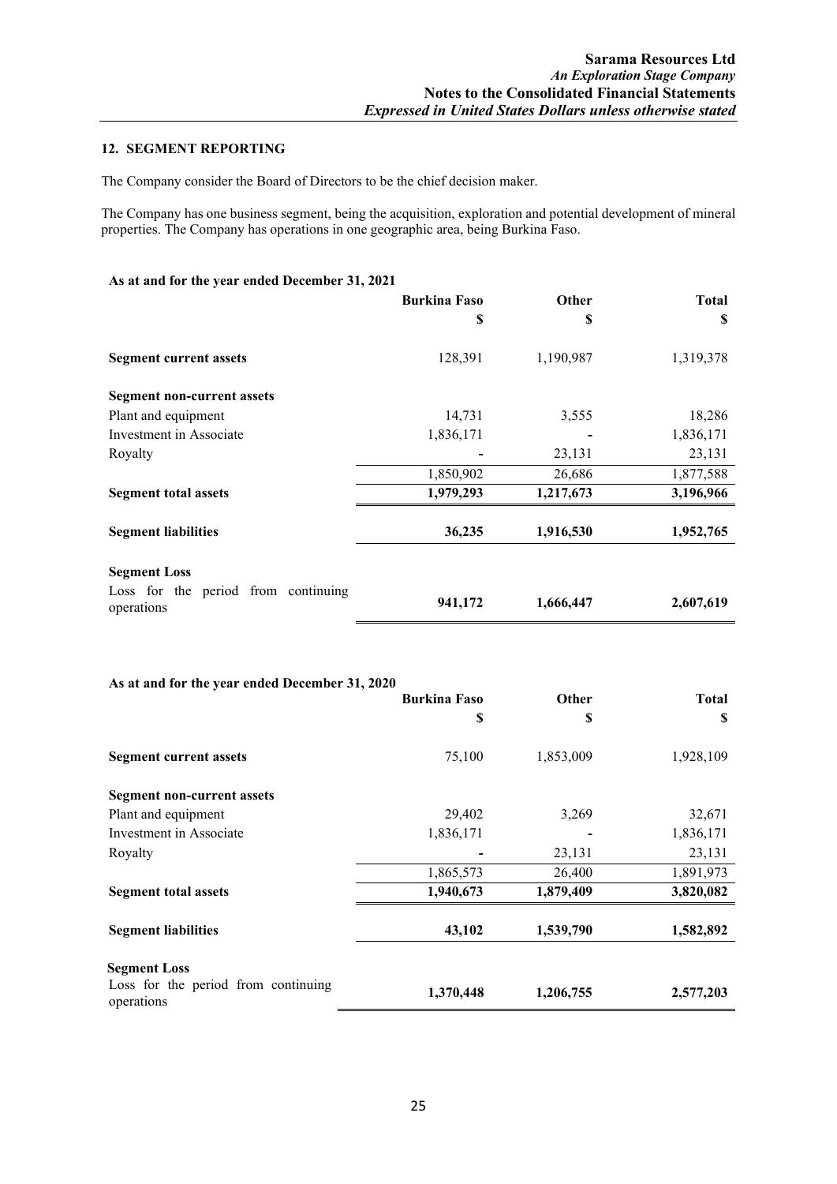## 12. SEGMENT REPORTING

The Company consider the Board of Directors to be the chief decision maker.

The Company has one business segment, being the acquisition, exploration and potential development of mineral properties. The Company has operations in one geographic area, being Burkina Faso.

**As at and for the year ended December 31, 2021**

| | Burkina Faso | Other | Total |
|---|---|---|---|
| | $ | $ | $ |
| **Segment current assets** | 128,391 | 1,190,987 | 1,319,378 |
| **Segment non-current assets** | | | |
| Plant and equipment | 14,731 | 3,555 | 18,286 |
| Investment in Associate | 1,836,171 | - | 1,836,171 |
| Royalty | - | 23,131 | 23,131 |
| | 1,850,902 | 26,686 | 1,877,588 |
| **Segment total assets** | **1,979,293** | **1,217,673** | **3,196,966** |
| **Segment liabilities** | **36,235** | **1,916,530** | **1,952,765** |
| **Segment Loss** | | | |
| Loss for the period from continuing operations | **941,172** | **1,666,447** | **2,607,619** |

**As at and for the year ended December 31, 2020**

| | Burkina Faso | Other | Total |
|---|---|---|---|
| | $ | $ | $ |
| **Segment current assets** | 75,100 | 1,853,009 | 1,928,109 |
| **Segment non-current assets** | | | |
| Plant and equipment | 29,402 | 3,269 | 32,671 |
| Investment in Associate | 1,836,171 | - | 1,836,171 |
| Royalty | - | 23,131 | 23,131 |
| | 1,865,573 | 26,400 | 1,891,973 |
| **Segment total assets** | **1,940,673** | **1,879,409** | **3,820,082** |
| **Segment liabilities** | **43,102** | **1,539,790** | **1,582,892** |
| **Segment Loss** | | | |
| Loss for the period from continuing operations | **1,370,448** | **1,206,755** | **2,577,203** |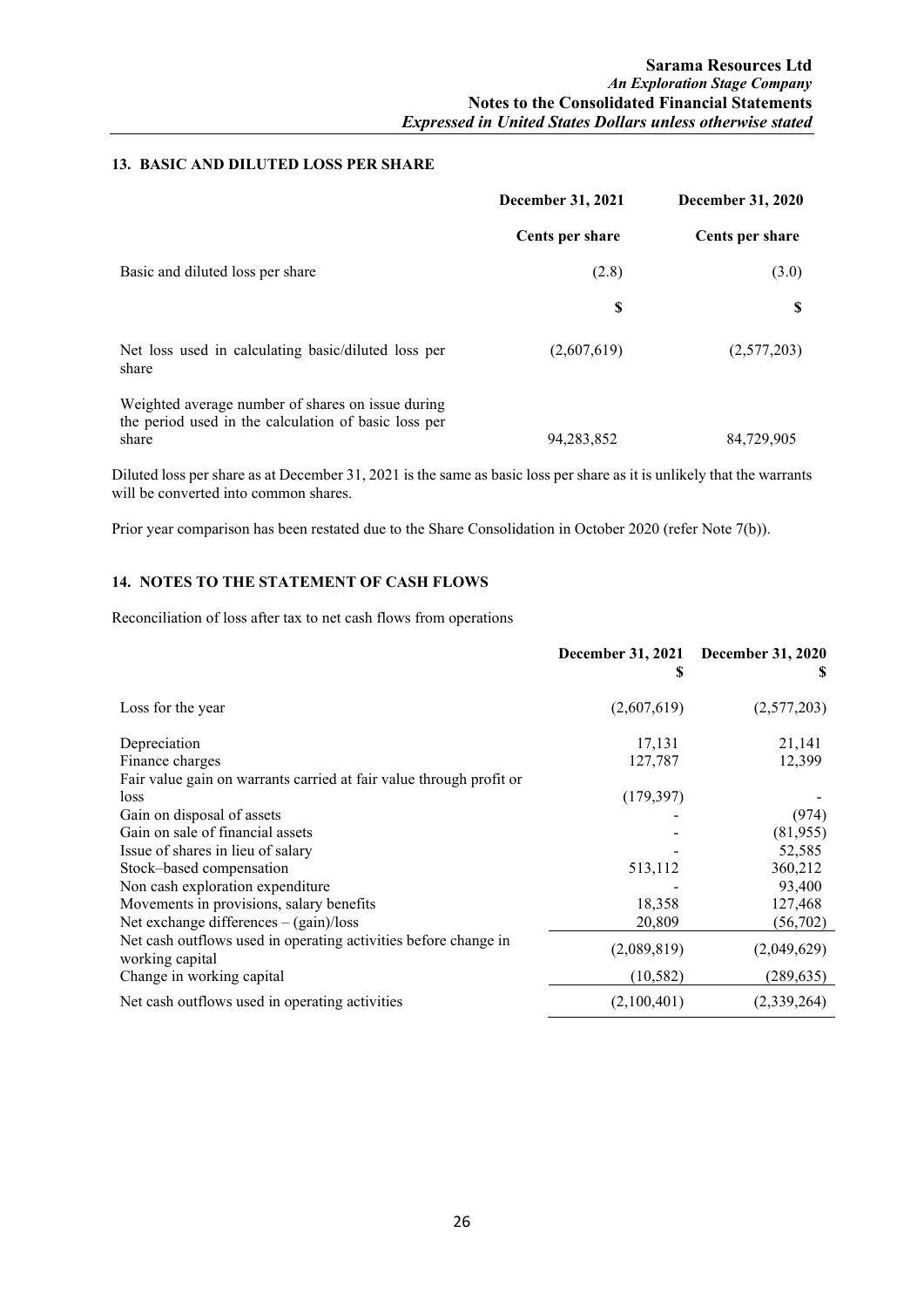## 13. BASIC AND DILUTED LOSS PER SHARE

| | December 31, 2021 | December 31, 2020 |
|---|---|---|
| | Cents per share | Cents per share |
| Basic and diluted loss per share | (2.8) | (3.0) |
| | $ | $ |
| Net loss used in calculating basic/diluted loss per share | (2,607,619) | (2,577,203) |
| Weighted average number of shares on issue during the period used in the calculation of basic loss per share | 94,283,852 | 84,729,905 |

Diluted loss per share as at December 31, 2021 is the same as basic loss per share as it is unlikely that the warrants will be converted into common shares.

Prior year comparison has been restated due to the Share Consolidation in October 2020 (refer Note 7(b)).

## 14. NOTES TO THE STATEMENT OF CASH FLOWS

Reconciliation of loss after tax to net cash flows from operations

| | December 31, 2021<br>$ | December 31, 2020<br>$ |
|---|---|---|
| Loss for the year | (2,607,619) | (2,577,203) |
| Depreciation | 17,131 | 21,141 |
| Finance charges | 127,787 | 12,399 |
| Fair value gain on warrants carried at fair value through profit or loss | (179,397) | - |
| Gain on disposal of assets | - | (974) |
| Gain on sale of financial assets | - | (81,955) |
| Issue of shares in lieu of salary | - | 52,585 |
| Stock–based compensation | 513,112 | 360,212 |
| Non cash exploration expenditure | - | 93,400 |
| Movements in provisions, salary benefits | 18,358 | 127,468 |
| Net exchange differences – (gain)/loss | 20,809 | (56,702) |
| Net cash outflows used in operating activities before change in working capital | (2,089,819) | (2,049,629) |
| Change in working capital | (10,582) | (289,635) |
| Net cash outflows used in operating activities | (2,100,401) | (2,339,264) |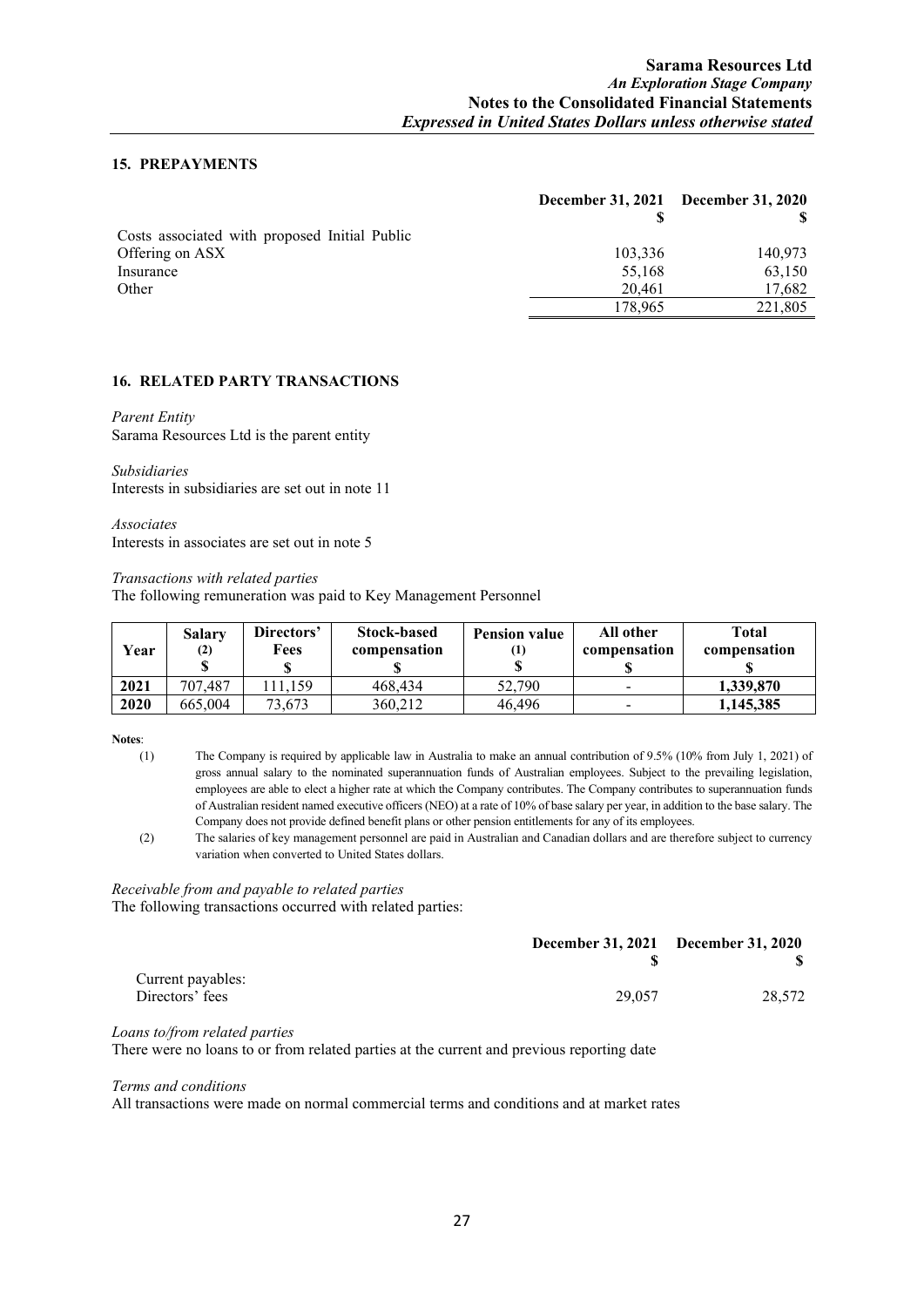## 15. PREPAYMENTS

| | December 31, 2021 $ | December 31, 2020 $ |
|---|---|---|
| Costs associated with proposed Initial Public Offering on ASX | 103,336 | 140,973 |
| Insurance | 55,168 | 63,150 |
| Other | 20,461 | 17,682 |
| | 178,965 | 221,805 |

## 16. RELATED PARTY TRANSACTIONS

*Parent Entity*
Sarama Resources Ltd is the parent entity

*Subsidiaries*
Interests in subsidiaries are set out in note 11

*Associates*
Interests in associates are set out in note 5

*Transactions with related parties*
The following remuneration was paid to Key Management Personnel

| Year | Salary (2) $ | Directors' Fees $ | Stock-based compensation $ | Pension value (1) $ | All other compensation $ | Total compensation $ |
|---|---|---|---|---|---|---|
| **2021** | 707,487 | 111,159 | 468,434 | 52,790 | - | **1,339,870** |
| **2020** | 665,004 | 73,673 | 360,212 | 46,496 | - | **1,145,385** |

**Notes**:

(1) The Company is required by applicable law in Australia to make an annual contribution of 9.5% (10% from July 1, 2021) of gross annual salary to the nominated superannuation funds of Australian employees. Subject to the prevailing legislation, employees are able to elect a higher rate at which the Company contributes. The Company contributes to superannuation funds of Australian resident named executive officers (NEO) at a rate of 10% of base salary per year, in addition to the base salary. The Company does not provide defined benefit plans or other pension entitlements for any of its employees.

(2) The salaries of key management personnel are paid in Australian and Canadian dollars and are therefore subject to currency variation when converted to United States dollars.

*Receivable from and payable to related parties*
The following transactions occurred with related parties:

| | December 31, 2021 $ | December 31, 2020 $ |
|---|---|---|
| Current payables: | | |
| Directors' fees | 29,057 | 28,572 |

*Loans to/from related parties*
There were no loans to or from related parties at the current and previous reporting date

*Terms and conditions*
All transactions were made on normal commercial terms and conditions and at market rates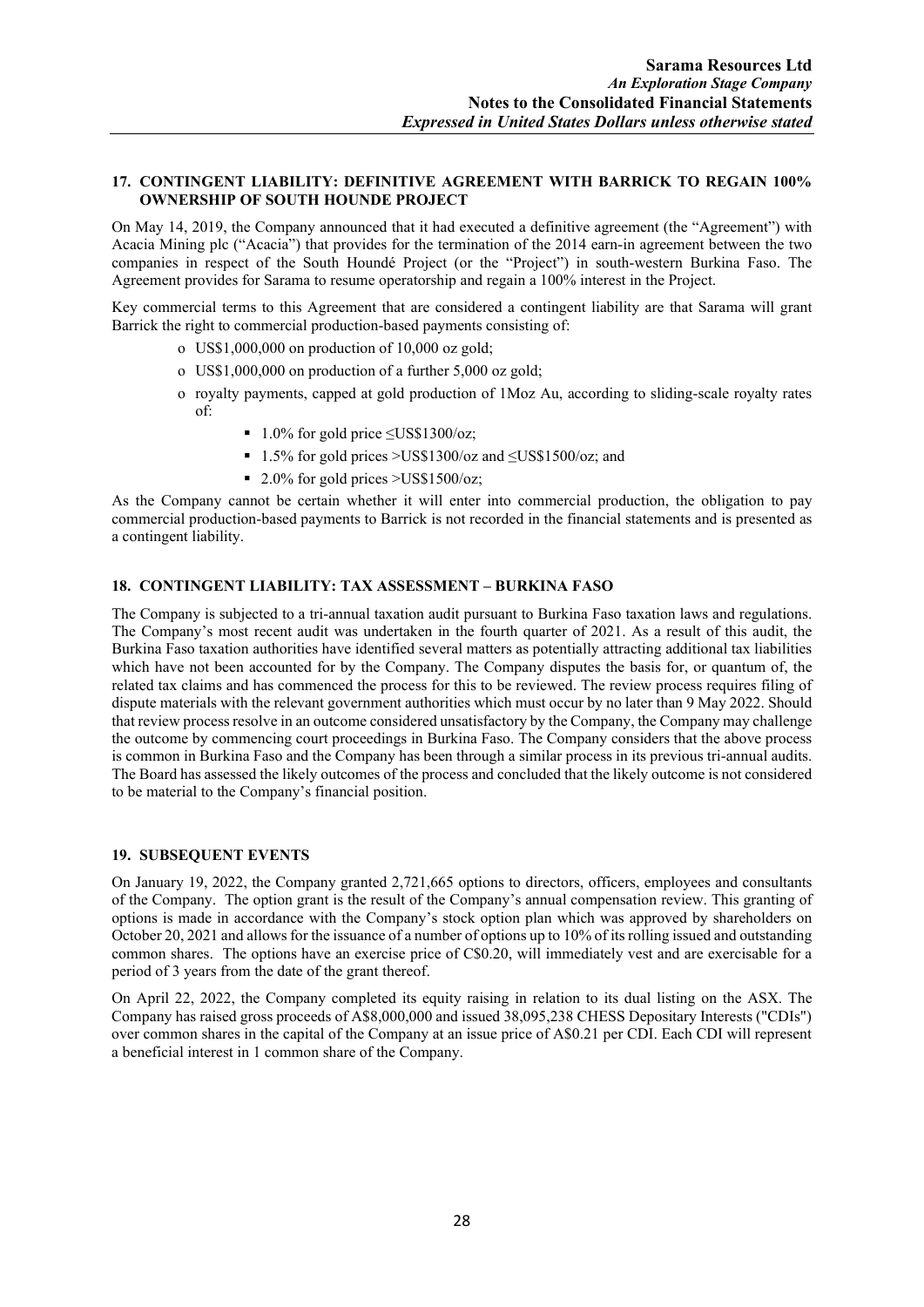## 17. CONTINGENT LIABILITY: DEFINITIVE AGREEMENT WITH BARRICK TO REGAIN 100% OWNERSHIP OF SOUTH HOUNDE PROJECT

On May 14, 2019, the Company announced that it had executed a definitive agreement (the "Agreement") with Acacia Mining plc ("Acacia") that provides for the termination of the 2014 earn-in agreement between the two companies in respect of the South Houndé Project (or the "Project") in south-western Burkina Faso. The Agreement provides for Sarama to resume operatorship and regain a 100% interest in the Project.

Key commercial terms to this Agreement that are considered a contingent liability are that Sarama will grant Barrick the right to commercial production-based payments consisting of:

- US$1,000,000 on production of 10,000 oz gold;
- US$1,000,000 on production of a further 5,000 oz gold;
- royalty payments, capped at gold production of 1Moz Au, according to sliding-scale royalty rates of:
  - 1.0% for gold price ≤US$1300/oz;
  - 1.5% for gold prices >US$1300/oz and ≤US$1500/oz; and
  - 2.0% for gold prices >US$1500/oz;

As the Company cannot be certain whether it will enter into commercial production, the obligation to pay commercial production-based payments to Barrick is not recorded in the financial statements and is presented as a contingent liability.

## 18. CONTINGENT LIABILITY: TAX ASSESSMENT – BURKINA FASO

The Company is subjected to a tri-annual taxation audit pursuant to Burkina Faso taxation laws and regulations. The Company's most recent audit was undertaken in the fourth quarter of 2021. As a result of this audit, the Burkina Faso taxation authorities have identified several matters as potentially attracting additional tax liabilities which have not been accounted for by the Company. The Company disputes the basis for, or quantum of, the related tax claims and has commenced the process for this to be reviewed. The review process requires filing of dispute materials with the relevant government authorities which must occur by no later than 9 May 2022. Should that review process resolve in an outcome considered unsatisfactory by the Company, the Company may challenge the outcome by commencing court proceedings in Burkina Faso. The Company considers that the above process is common in Burkina Faso and the Company has been through a similar process in its previous tri-annual audits. The Board has assessed the likely outcomes of the process and concluded that the likely outcome is not considered to be material to the Company's financial position.

## 19. SUBSEQUENT EVENTS

On January 19, 2022, the Company granted 2,721,665 options to directors, officers, employees and consultants of the Company. The option grant is the result of the Company's annual compensation review. This granting of options is made in accordance with the Company's stock option plan which was approved by shareholders on October 20, 2021 and allows for the issuance of a number of options up to 10% of its rolling issued and outstanding common shares. The options have an exercise price of C$0.20, will immediately vest and are exercisable for a period of 3 years from the date of the grant thereof.

On April 22, 2022, the Company completed its equity raising in relation to its dual listing on the ASX. The Company has raised gross proceeds of A$8,000,000 and issued 38,095,238 CHESS Depositary Interests ("CDIs") over common shares in the capital of the Company at an issue price of A$0.21 per CDI. Each CDI will represent a beneficial interest in 1 common share of the Company.